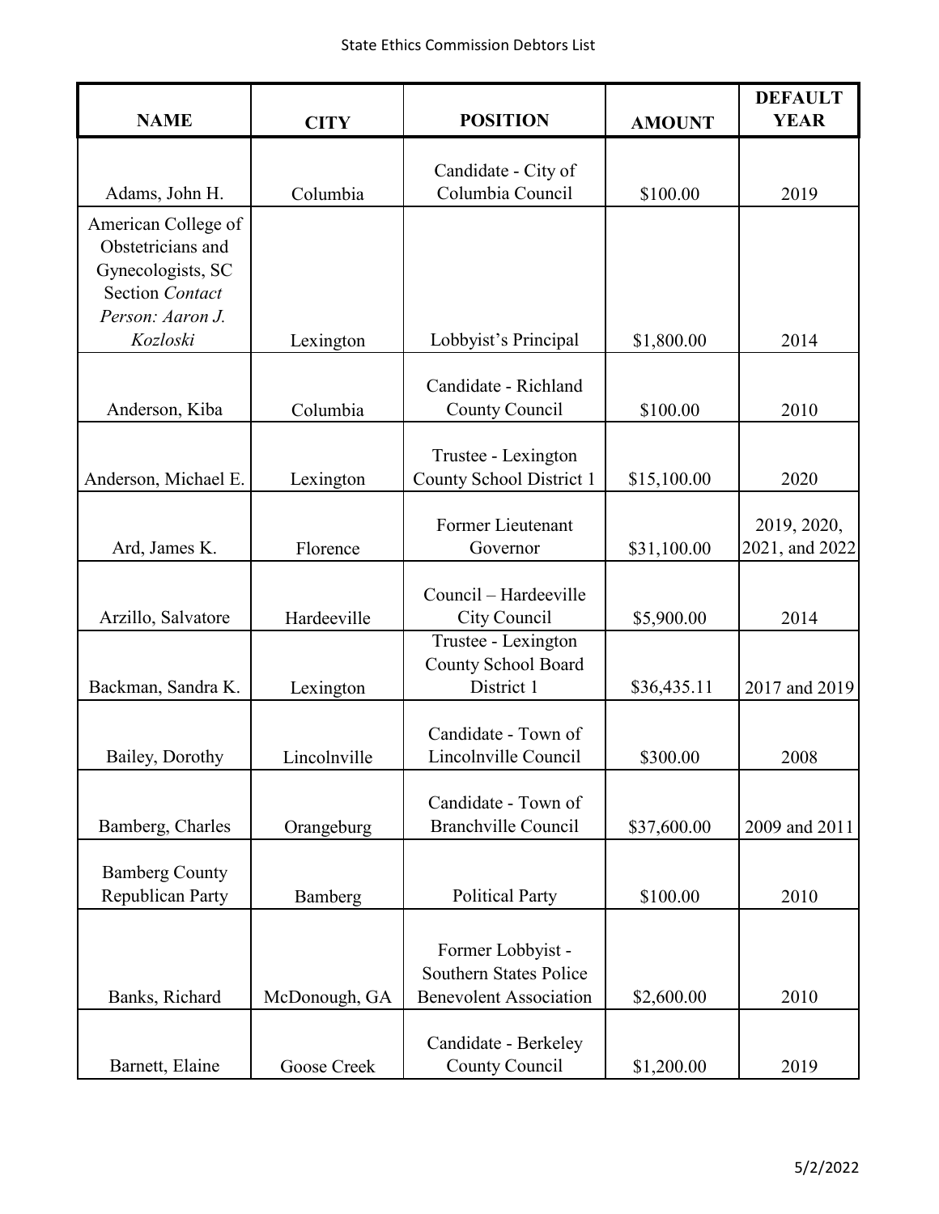| NAME | CITY | POSITION | AMOUNT | DEFAULT YEAR |
|---|---|---|---|---|
| Adams, John H. | Columbia | Candidate - City of Columbia Council | $100.00 | 2019 |
| American College of Obstetricians and Gynecologists, SC Section *Contact Person: Aaron J. Kozloski* | Lexington | Lobbyist's Principal | $1,800.00 | 2014 |
| Anderson, Kiba | Columbia | Candidate - Richland County Council | $100.00 | 2010 |
| Anderson, Michael E. | Lexington | Trustee - Lexington County School District 1 | $15,100.00 | 2020 |
| Ard, James K. | Florence | Former Lieutenant Governor | $31,100.00 | 2019, 2020, 2021, and 2022 |
| Arzillo, Salvatore | Hardeeville | Council – Hardeeville City Council | $5,900.00 | 2014 |
| Backman, Sandra K. | Lexington | Trustee - Lexington County School Board District 1 | $36,435.11 | 2017 and 2019 |
| Bailey, Dorothy | Lincolnville | Candidate - Town of Lincolnville Council | $300.00 | 2008 |
| Bamberg, Charles | Orangeburg | Candidate - Town of Branchville Council | $37,600.00 | 2009 and 2011 |
| Bamberg County Republican Party | Bamberg | Political Party | $100.00 | 2010 |
| Banks, Richard | McDonough, GA | Former Lobbyist - Southern States Police Benevolent Association | $2,600.00 | 2010 |
| Barnett, Elaine | Goose Creek | Candidate - Berkeley County Council | $1,200.00 | 2019 |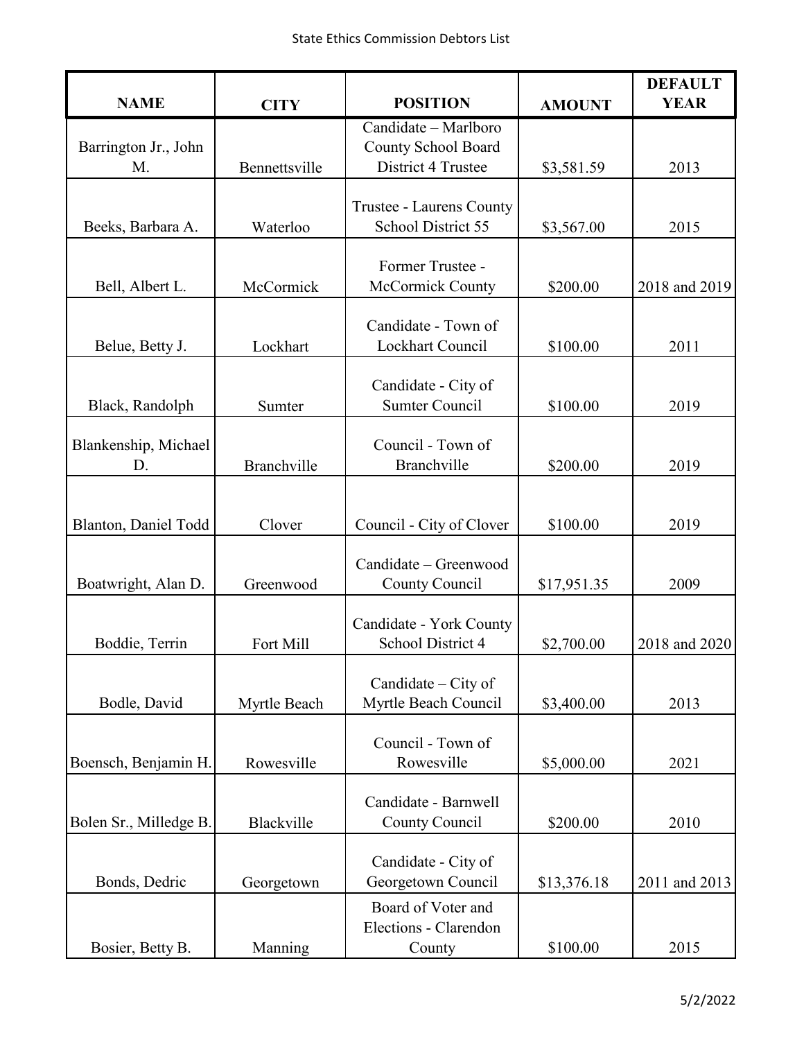| NAME | CITY | POSITION | AMOUNT | DEFAULT YEAR |
|---|---|---|---|---|
| Barrington Jr., John M. | Bennettsville | Candidate – Marlboro County School Board District 4 Trustee | $3,581.59 | 2013 |
| Beeks, Barbara A. | Waterloo | Trustee - Laurens County School District 55 | $3,567.00 | 2015 |
| Bell, Albert L. | McCormick | Former Trustee - McCormick County | $200.00 | 2018 and 2019 |
| Belue, Betty J. | Lockhart | Candidate - Town of Lockhart Council | $100.00 | 2011 |
| Black, Randolph | Sumter | Candidate - City of Sumter Council | $100.00 | 2019 |
| Blankenship, Michael D. | Branchville | Council - Town of Branchville | $200.00 | 2019 |
| Blanton, Daniel Todd | Clover | Council - City of Clover | $100.00 | 2019 |
| Boatwright, Alan D. | Greenwood | Candidate – Greenwood County Council | $17,951.35 | 2009 |
| Boddie, Terrin | Fort Mill | Candidate - York County School District 4 | $2,700.00 | 2018 and 2020 |
| Bodle, David | Myrtle Beach | Candidate – City of Myrtle Beach Council | $3,400.00 | 2013 |
| Boensch, Benjamin H. | Rowesville | Council - Town of Rowesville | $5,000.00 | 2021 |
| Bolen Sr., Milledge B. | Blackville | Candidate - Barnwell County Council | $200.00 | 2010 |
| Bonds, Dedric | Georgetown | Candidate - City of Georgetown Council | $13,376.18 | 2011 and 2013 |
| Bosier, Betty B. | Manning | Board of Voter and Elections - Clarendon County | $100.00 | 2015 |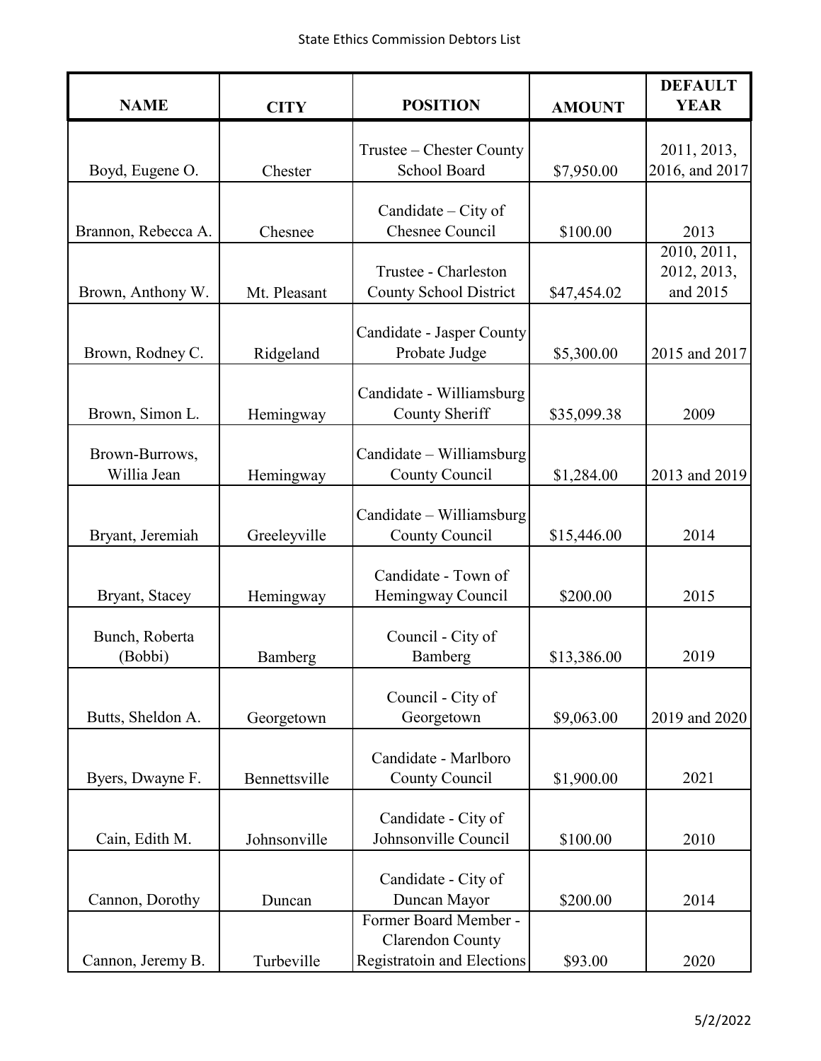| NAME | CITY | POSITION | AMOUNT | DEFAULT YEAR |
|---|---|---|---|---|
| Boyd, Eugene O. | Chester | Trustee – Chester County School Board | $7,950.00 | 2011, 2013, 2016, and 2017 |
| Brannon, Rebecca A. | Chesnee | Candidate – City of Chesnee Council | $100.00 | 2013 |
| Brown, Anthony W. | Mt. Pleasant | Trustee - Charleston County School District | $47,454.02 | 2010, 2011, 2012, 2013, and 2015 |
| Brown, Rodney C. | Ridgeland | Candidate - Jasper County Probate Judge | $5,300.00 | 2015 and 2017 |
| Brown, Simon L. | Hemingway | Candidate - Williamsburg County Sheriff | $35,099.38 | 2009 |
| Brown-Burrows, Willia Jean | Hemingway | Candidate – Williamsburg County Council | $1,284.00 | 2013 and 2019 |
| Bryant, Jeremiah | Greeleyville | Candidate – Williamsburg County Council | $15,446.00 | 2014 |
| Bryant, Stacey | Hemingway | Candidate - Town of Hemingway Council | $200.00 | 2015 |
| Bunch, Roberta (Bobbi) | Bamberg | Council - City of Bamberg | $13,386.00 | 2019 |
| Butts, Sheldon A. | Georgetown | Council - City of Georgetown | $9,063.00 | 2019 and 2020 |
| Byers, Dwayne F. | Bennettsville | Candidate - Marlboro County Council | $1,900.00 | 2021 |
| Cain, Edith M. | Johnsonville | Candidate - City of Johnsonville Council | $100.00 | 2010 |
| Cannon, Dorothy | Duncan | Candidate - City of Duncan Mayor | $200.00 | 2014 |
| Cannon, Jeremy B. | Turbeville | Former Board Member - Clarendon County Registratoin and Elections | $93.00 | 2020 |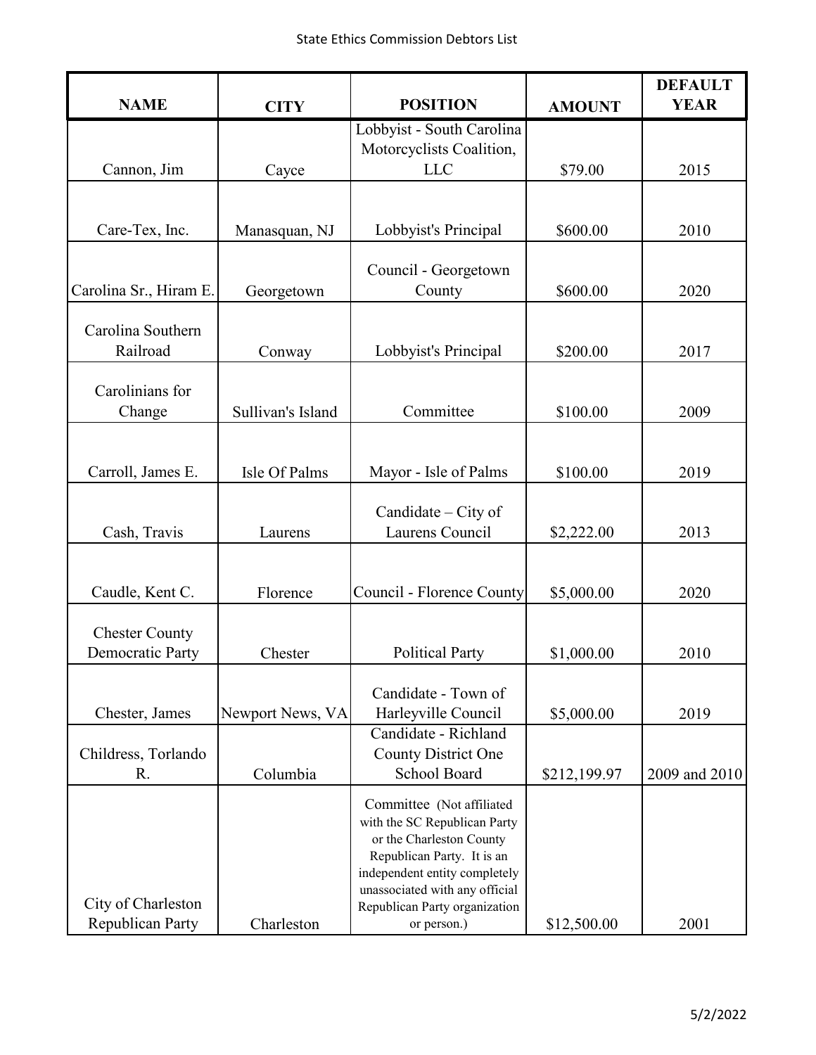| NAME | CITY | POSITION | AMOUNT | DEFAULT YEAR |
|---|---|---|---|---|
| Cannon, Jim | Cayce | Lobbyist - South Carolina Motorcyclists Coalition, LLC | $79.00 | 2015 |
| Care-Tex, Inc. | Manasquan, NJ | Lobbyist's Principal | $600.00 | 2010 |
| Carolina Sr., Hiram E. | Georgetown | Council - Georgetown County | $600.00 | 2020 |
| Carolina Southern Railroad | Conway | Lobbyist's Principal | $200.00 | 2017 |
| Carolinians for Change | Sullivan's Island | Committee | $100.00 | 2009 |
| Carroll, James E. | Isle Of Palms | Mayor - Isle of Palms | $100.00 | 2019 |
| Cash, Travis | Laurens | Candidate – City of Laurens Council | $2,222.00 | 2013 |
| Caudle, Kent C. | Florence | Council - Florence County | $5,000.00 | 2020 |
| Chester County Democratic Party | Chester | Political Party | $1,000.00 | 2010 |
| Chester, James | Newport News, VA | Candidate - Town of Harleyville Council | $5,000.00 | 2019 |
| Childress, Torlando R. | Columbia | Candidate - Richland County District One School Board | $212,199.97 | 2009 and 2010 |
| City of Charleston Republican Party | Charleston | Committee (Not affiliated with the SC Republican Party or the Charleston County Republican Party. It is an independent entity completely unassociated with any official Republican Party organization or person.) | $12,500.00 | 2001 |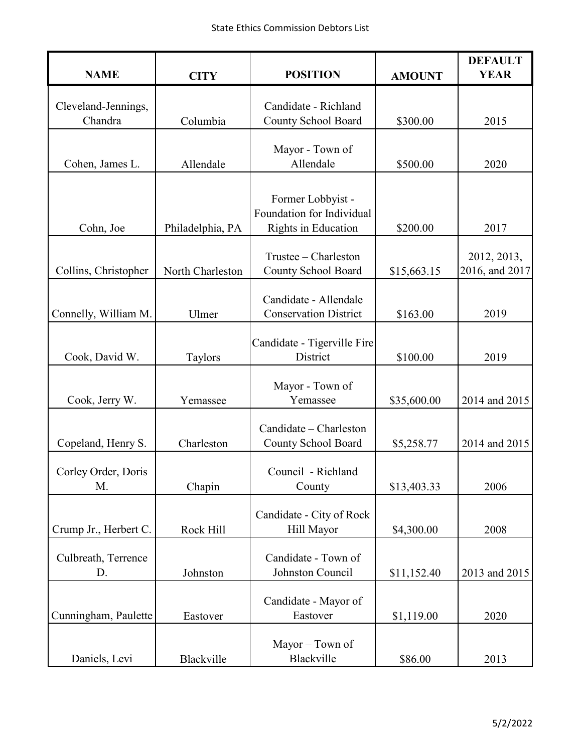| NAME | CITY | POSITION | AMOUNT | DEFAULT YEAR |
|---|---|---|---|---|
| Cleveland-Jennings, Chandra | Columbia | Candidate - Richland County School Board | $300.00 | 2015 |
| Cohen, James L. | Allendale | Mayor - Town of Allendale | $500.00 | 2020 |
| Cohn, Joe | Philadelphia, PA | Former Lobbyist - Foundation for Individual Rights in Education | $200.00 | 2017 |
| Collins, Christopher | North Charleston | Trustee – Charleston County School Board | $15,663.15 | 2012, 2013, 2016, and 2017 |
| Connelly, William M. | Ulmer | Candidate - Allendale Conservation District | $163.00 | 2019 |
| Cook, David W. | Taylors | Candidate - Tigerville Fire District | $100.00 | 2019 |
| Cook, Jerry W. | Yemassee | Mayor - Town of Yemassee | $35,600.00 | 2014 and 2015 |
| Copeland, Henry S. | Charleston | Candidate – Charleston County School Board | $5,258.77 | 2014 and 2015 |
| Corley Order, Doris M. | Chapin | Council - Richland County | $13,403.33 | 2006 |
| Crump Jr., Herbert C. | Rock Hill | Candidate - City of Rock Hill Mayor | $4,300.00 | 2008 |
| Culbreath, Terrence D. | Johnston | Candidate - Town of Johnston Council | $11,152.40 | 2013 and 2015 |
| Cunningham, Paulette | Eastover | Candidate - Mayor of Eastover | $1,119.00 | 2020 |
| Daniels, Levi | Blackville | Mayor – Town of Blackville | $86.00 | 2013 |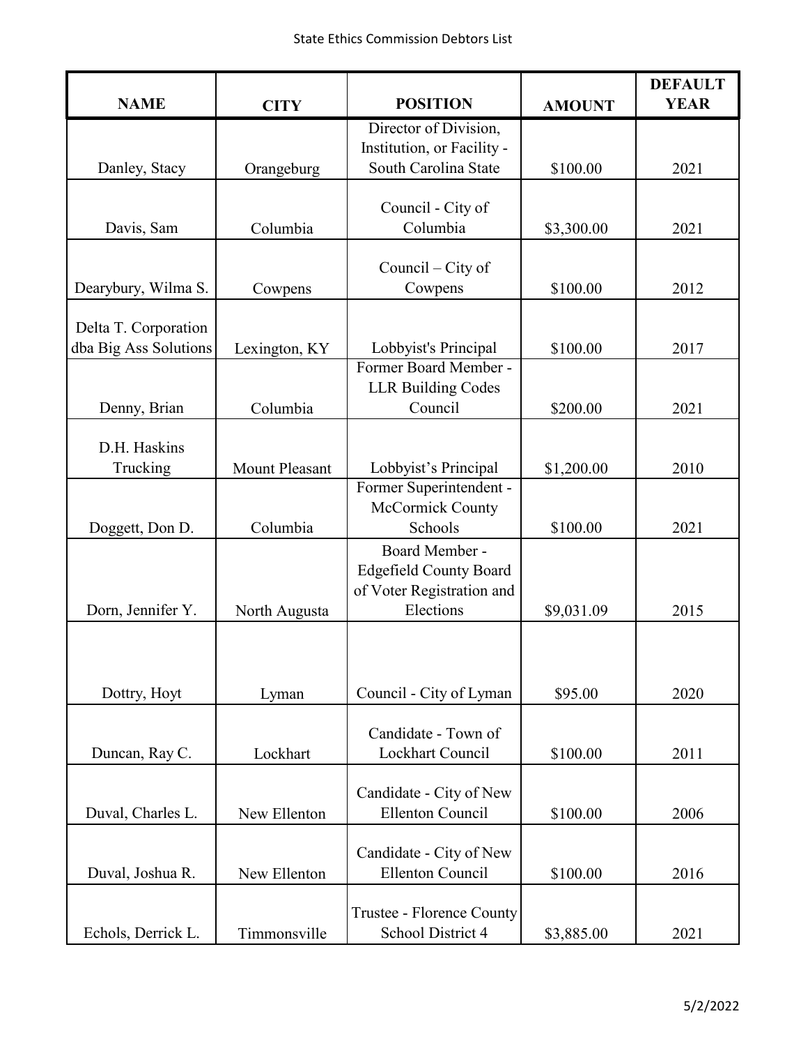State Ethics Commission Debtors List

| NAME | CITY | POSITION | AMOUNT | DEFAULT YEAR |
|---|---|---|---|---|
| Danley, Stacy | Orangeburg | Director of Division, Institution, or Facility - South Carolina State | $100.00 | 2021 |
| Davis, Sam | Columbia | Council - City of Columbia | $3,300.00 | 2021 |
| Dearybury, Wilma S. | Cowpens | Council – City of Cowpens | $100.00 | 2012 |
| Delta T. Corporation dba Big Ass Solutions | Lexington, KY | Lobbyist's Principal | $100.00 | 2017 |
| Denny, Brian | Columbia | Former Board Member - LLR Building Codes Council | $200.00 | 2021 |
| D.H. Haskins Trucking | Mount Pleasant | Lobbyist’s Principal | $1,200.00 | 2010 |
| Doggett, Don D. | Columbia | Former Superintendent - McCormick County Schools | $100.00 | 2021 |
| Dorn, Jennifer Y. | North Augusta | Board Member - Edgefield County Board of Voter Registration and Elections | $9,031.09 | 2015 |
| Dottry, Hoyt | Lyman | Council - City of Lyman | $95.00 | 2020 |
| Duncan, Ray C. | Lockhart | Candidate - Town of Lockhart Council | $100.00 | 2011 |
| Duval, Charles L. | New Ellenton | Candidate - City of New Ellenton Council | $100.00 | 2006 |
| Duval, Joshua R. | New Ellenton | Candidate - City of New Ellenton Council | $100.00 | 2016 |
| Echols, Derrick L. | Timmonsville | Trustee - Florence County School District 4 | $3,885.00 | 2021 |

5/2/2022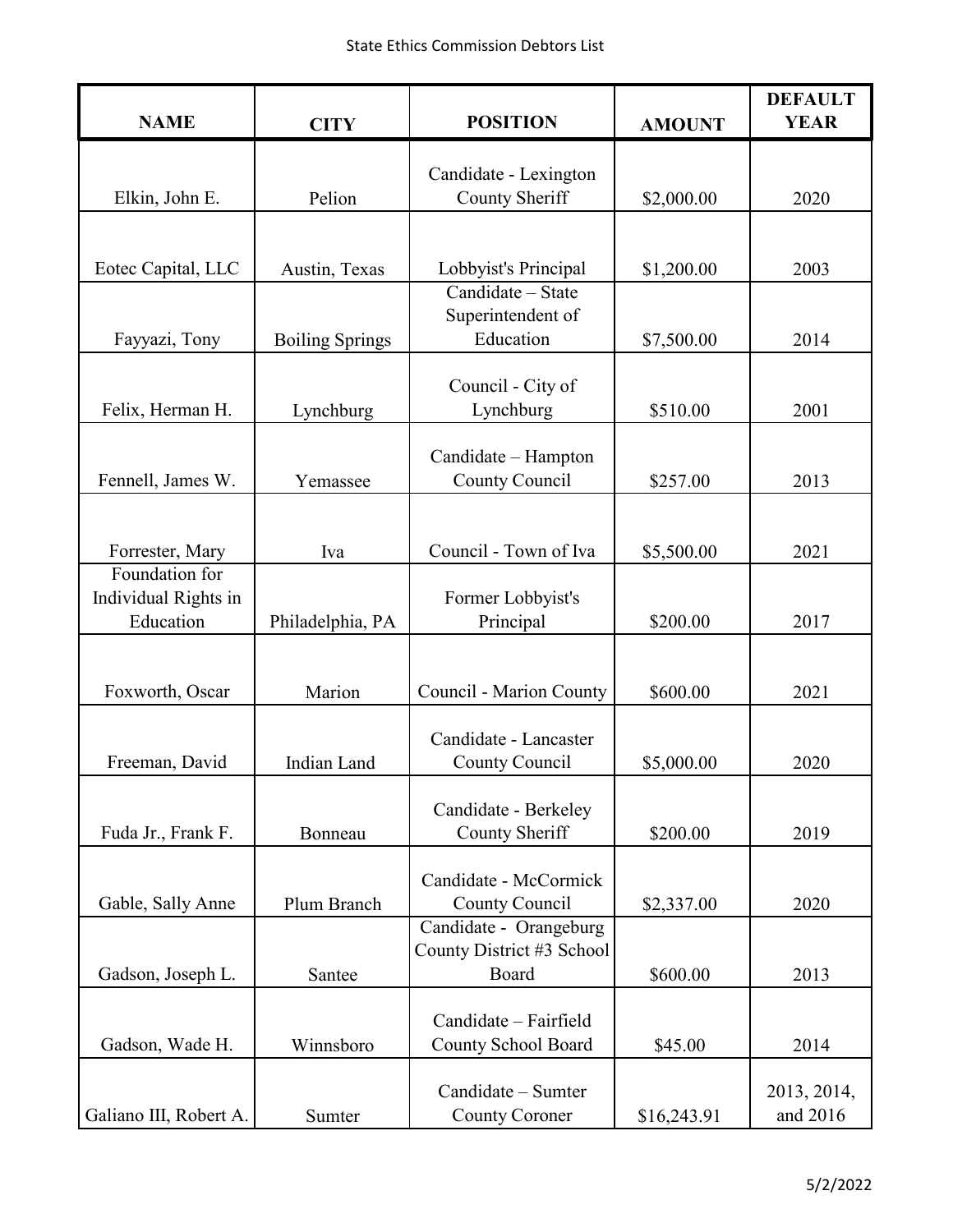| NAME | CITY | POSITION | AMOUNT | DEFAULT YEAR |
|---|---|---|---|---|
| Elkin, John E. | Pelion | Candidate - Lexington County Sheriff | $2,000.00 | 2020 |
| Eotec Capital, LLC | Austin, Texas | Lobbyist's Principal | $1,200.00 | 2003 |
| Fayyazi, Tony | Boiling Springs | Candidate – State Superintendent of Education | $7,500.00 | 2014 |
| Felix, Herman H. | Lynchburg | Council - City of Lynchburg | $510.00 | 2001 |
| Fennell, James W. | Yemassee | Candidate – Hampton County Council | $257.00 | 2013 |
| Forrester, Mary | Iva | Council - Town of Iva | $5,500.00 | 2021 |
| Foundation for Individual Rights in Education | Philadelphia, PA | Former Lobbyist's Principal | $200.00 | 2017 |
| Foxworth, Oscar | Marion | Council - Marion County | $600.00 | 2021 |
| Freeman, David | Indian Land | Candidate - Lancaster County Council | $5,000.00 | 2020 |
| Fuda Jr., Frank F. | Bonneau | Candidate - Berkeley County Sheriff | $200.00 | 2019 |
| Gable, Sally Anne | Plum Branch | Candidate - McCormick County Council | $2,337.00 | 2020 |
| Gadson, Joseph L. | Santee | Candidate - Orangeburg County District #3 School Board | $600.00 | 2013 |
| Gadson, Wade H. | Winnsboro | Candidate – Fairfield County School Board | $45.00 | 2014 |
| Galiano III, Robert A. | Sumter | Candidate – Sumter County Coroner | $16,243.91 | 2013, 2014, and 2016 |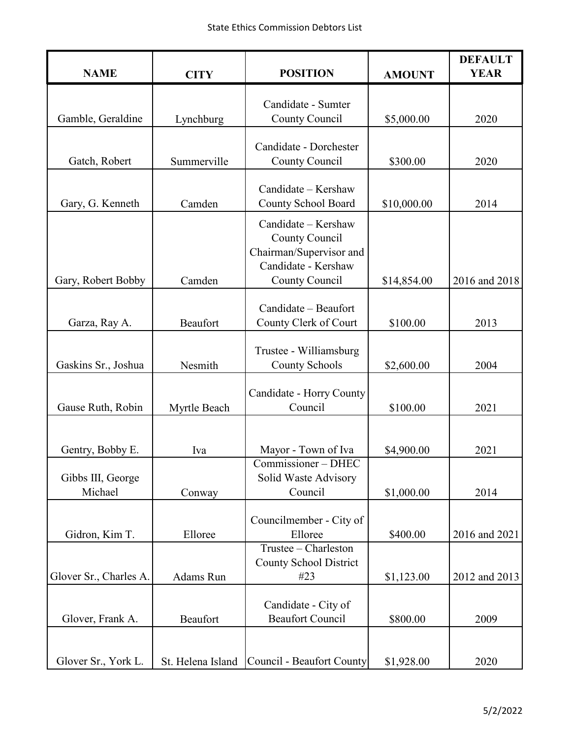| NAME | CITY | POSITION | AMOUNT | DEFAULT YEAR |
| --- | --- | --- | --- | --- |
| Gamble, Geraldine | Lynchburg | Candidate - Sumter County Council | $5,000.00 | 2020 |
| Gatch, Robert | Summerville | Candidate - Dorchester County Council | $300.00 | 2020 |
| Gary, G. Kenneth | Camden | Candidate – Kershaw County School Board | $10,000.00 | 2014 |
| Gary, Robert Bobby | Camden | Candidate – Kershaw County Council Chairman/Supervisor and Candidate - Kershaw County Council | $14,854.00 | 2016 and 2018 |
| Garza, Ray A. | Beaufort | Candidate – Beaufort County Clerk of Court | $100.00 | 2013 |
| Gaskins Sr., Joshua | Nesmith | Trustee - Williamsburg County Schools | $2,600.00 | 2004 |
| Gause Ruth, Robin | Myrtle Beach | Candidate - Horry County Council | $100.00 | 2021 |
| Gentry, Bobby E. | Iva | Mayor - Town of Iva | $4,900.00 | 2021 |
| Gibbs III, George Michael | Conway | Commissioner – DHEC Solid Waste Advisory Council | $1,000.00 | 2014 |
| Gidron, Kim T. | Elloree | Councilmember - City of Elloree | $400.00 | 2016 and 2021 |
| Glover Sr., Charles A. | Adams Run | Trustee – Charleston County School District #23 | $1,123.00 | 2012 and 2013 |
| Glover, Frank A. | Beaufort | Candidate - City of Beaufort Council | $800.00 | 2009 |
| Glover Sr., York L. | St. Helena Island | Council - Beaufort County | $1,928.00 | 2020 |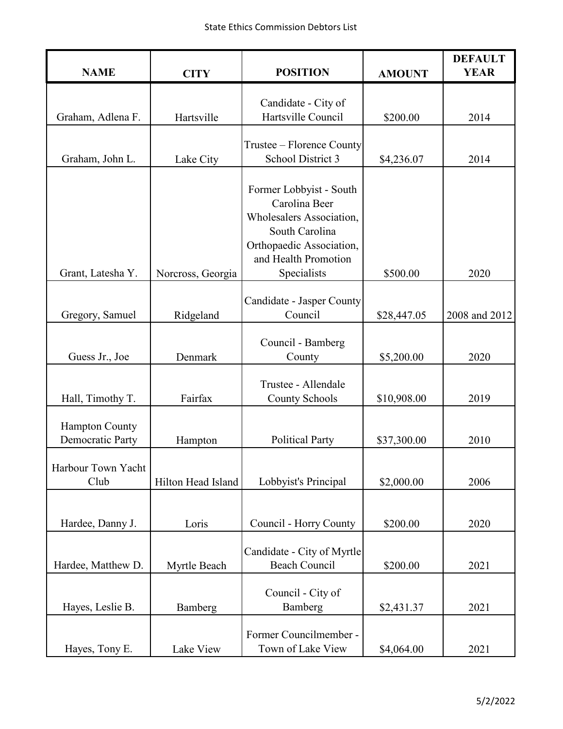| NAME | CITY | POSITION | AMOUNT | DEFAULT YEAR |
|---|---|---|---|---|
| Graham, Adlena F. | Hartsville | Candidate - City of Hartsville Council | $200.00 | 2014 |
| Graham, John L. | Lake City | Trustee – Florence County School District 3 | $4,236.07 | 2014 |
| Grant, Latesha Y. | Norcross, Georgia | Former Lobbyist - South Carolina Beer Wholesalers Association, South Carolina Orthopaedic Association, and Health Promotion Specialists | $500.00 | 2020 |
| Gregory, Samuel | Ridgeland | Candidate - Jasper County Council | $28,447.05 | 2008 and 2012 |
| Guess Jr., Joe | Denmark | Council - Bamberg County | $5,200.00 | 2020 |
| Hall, Timothy T. | Fairfax | Trustee - Allendale County Schools | $10,908.00 | 2019 |
| Hampton County Democratic Party | Hampton | Political Party | $37,300.00 | 2010 |
| Harbour Town Yacht Club | Hilton Head Island | Lobbyist's Principal | $2,000.00 | 2006 |
| Hardee, Danny J. | Loris | Council - Horry County | $200.00 | 2020 |
| Hardee, Matthew D. | Myrtle Beach | Candidate - City of Myrtle Beach Council | $200.00 | 2021 |
| Hayes, Leslie B. | Bamberg | Council - City of Bamberg | $2,431.37 | 2021 |
| Hayes, Tony E. | Lake View | Former Councilmember - Town of Lake View | $4,064.00 | 2021 |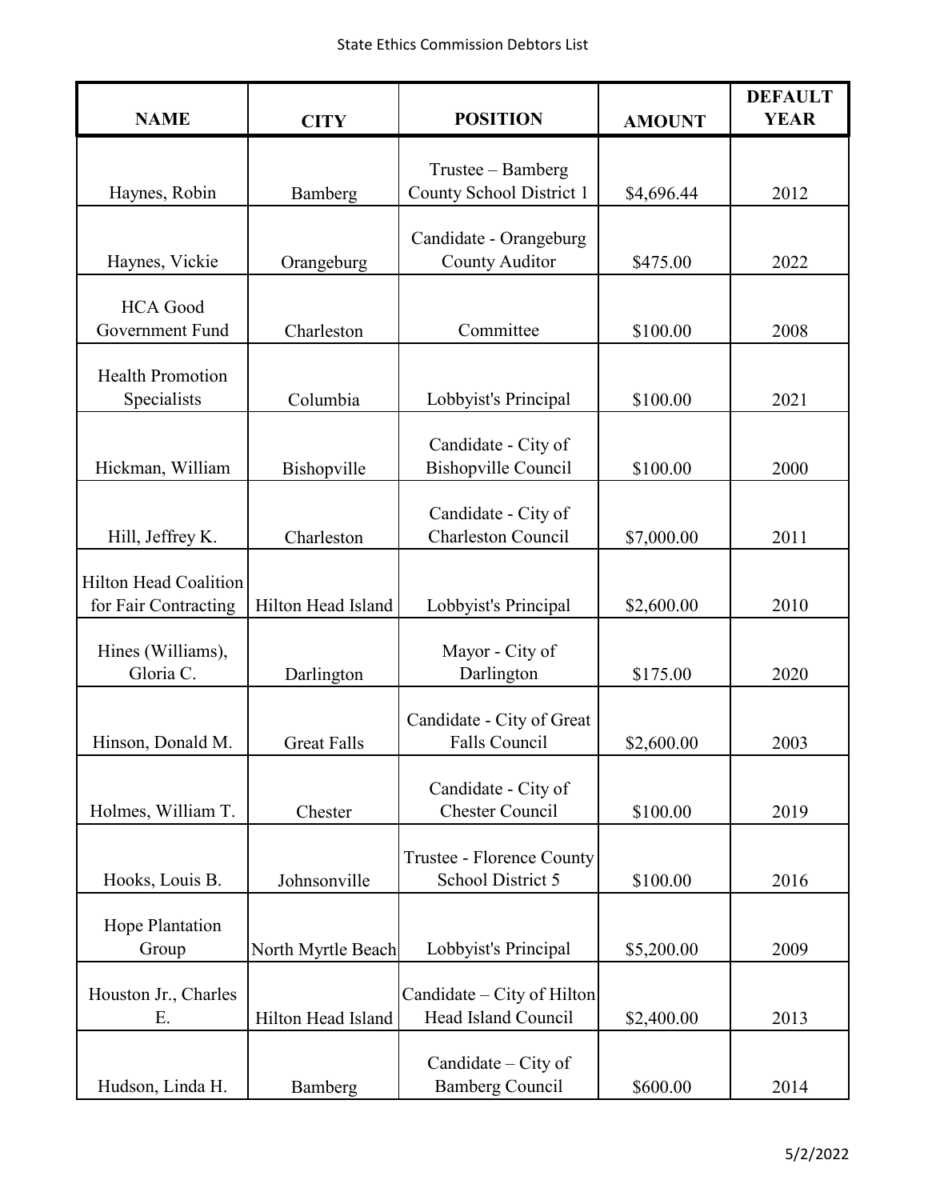| NAME | CITY | POSITION | AMOUNT | DEFAULT YEAR |
|---|---|---|---|---|
| Haynes, Robin | Bamberg | Trustee – Bamberg County School District 1 | $4,696.44 | 2012 |
| Haynes, Vickie | Orangeburg | Candidate - Orangeburg County Auditor | $475.00 | 2022 |
| HCA Good Government Fund | Charleston | Committee | $100.00 | 2008 |
| Health Promotion Specialists | Columbia | Lobbyist's Principal | $100.00 | 2021 |
| Hickman, William | Bishopville | Candidate - City of Bishopville Council | $100.00 | 2000 |
| Hill, Jeffrey K. | Charleston | Candidate - City of Charleston Council | $7,000.00 | 2011 |
| Hilton Head Coalition for Fair Contracting | Hilton Head Island | Lobbyist's Principal | $2,600.00 | 2010 |
| Hines (Williams), Gloria C. | Darlington | Mayor - City of Darlington | $175.00 | 2020 |
| Hinson, Donald M. | Great Falls | Candidate - City of Great Falls Council | $2,600.00 | 2003 |
| Holmes, William T. | Chester | Candidate - City of Chester Council | $100.00 | 2019 |
| Hooks, Louis B. | Johnsonville | Trustee - Florence County School District 5 | $100.00 | 2016 |
| Hope Plantation Group | North Myrtle Beach | Lobbyist's Principal | $5,200.00 | 2009 |
| Houston Jr., Charles E. | Hilton Head Island | Candidate – City of Hilton Head Island Council | $2,400.00 | 2013 |
| Hudson, Linda H. | Bamberg | Candidate – City of Bamberg Council | $600.00 | 2014 |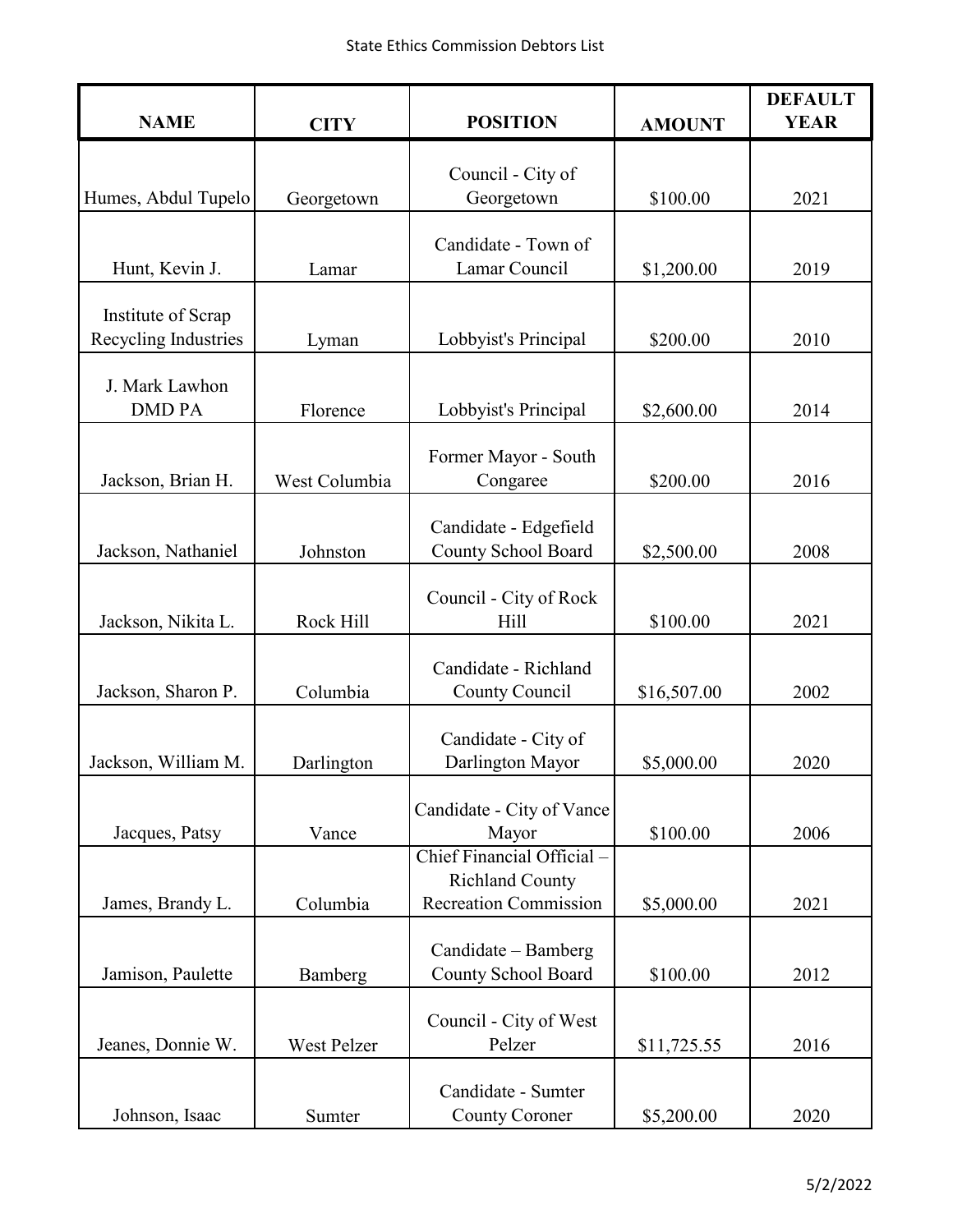| NAME | CITY | POSITION | AMOUNT | DEFAULT YEAR |
|---|---|---|---|---|
| Humes, Abdul Tupelo | Georgetown | Council - City of Georgetown | $100.00 | 2021 |
| Hunt, Kevin J. | Lamar | Candidate - Town of Lamar Council | $1,200.00 | 2019 |
| Institute of Scrap Recycling Industries | Lyman | Lobbyist's Principal | $200.00 | 2010 |
| J. Mark Lawhon DMD PA | Florence | Lobbyist's Principal | $2,600.00 | 2014 |
| Jackson, Brian H. | West Columbia | Former Mayor - South Congaree | $200.00 | 2016 |
| Jackson, Nathaniel | Johnston | Candidate - Edgefield County School Board | $2,500.00 | 2008 |
| Jackson, Nikita L. | Rock Hill | Council - City of Rock Hill | $100.00 | 2021 |
| Jackson, Sharon P. | Columbia | Candidate - Richland County Council | $16,507.00 | 2002 |
| Jackson, William M. | Darlington | Candidate - City of Darlington Mayor | $5,000.00 | 2020 |
| Jacques, Patsy | Vance | Candidate - City of Vance Mayor | $100.00 | 2006 |
| James, Brandy L. | Columbia | Chief Financial Official – Richland County Recreation Commission | $5,000.00 | 2021 |
| Jamison, Paulette | Bamberg | Candidate – Bamberg County School Board | $100.00 | 2012 |
| Jeanes, Donnie W. | West Pelzer | Council - City of West Pelzer | $11,725.55 | 2016 |
| Johnson, Isaac | Sumter | Candidate - Sumter County Coroner | $5,200.00 | 2020 |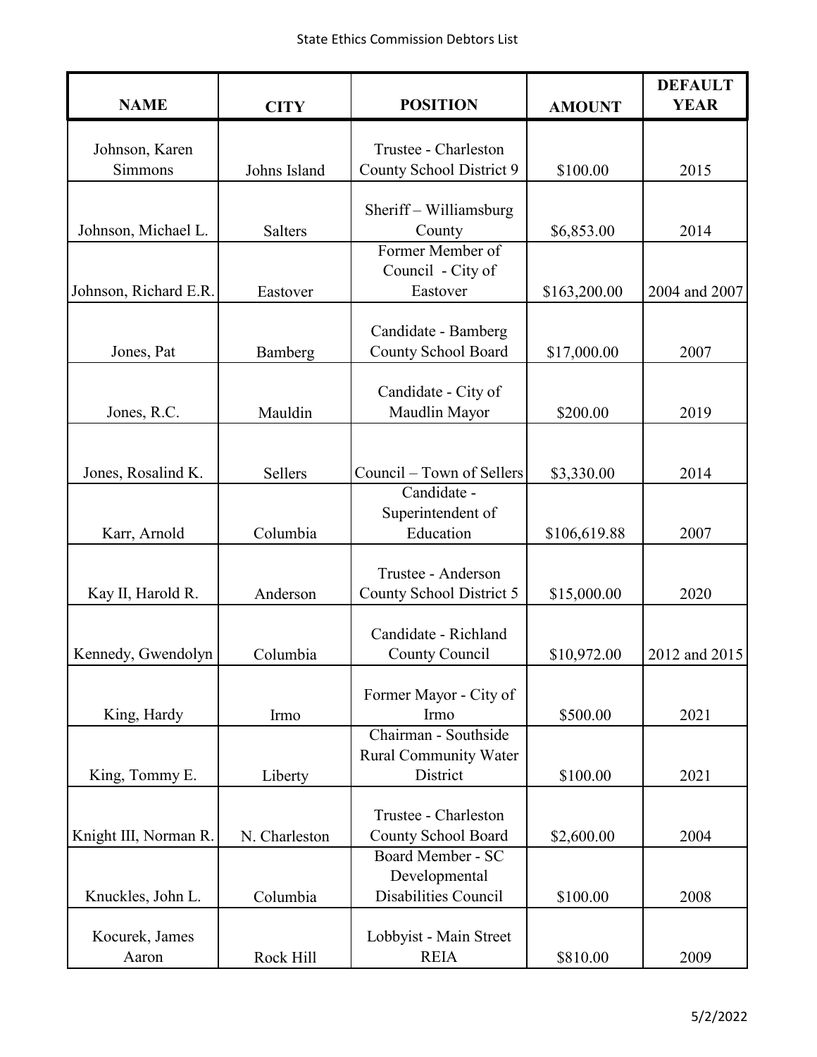| NAME | CITY | POSITION | AMOUNT | DEFAULT YEAR |
|---|---|---|---|---|
| Johnson, Karen Simmons | Johns Island | Trustee - Charleston County School District 9 | $100.00 | 2015 |
| Johnson, Michael L. | Salters | Sheriff – Williamsburg County | $6,853.00 | 2014 |
| Johnson, Richard E.R. | Eastover | Former Member of Council - City of Eastover | $163,200.00 | 2004 and 2007 |
| Jones, Pat | Bamberg | Candidate - Bamberg County School Board | $17,000.00 | 2007 |
| Jones, R.C. | Mauldin | Candidate - City of Maudlin Mayor | $200.00 | 2019 |
| Jones, Rosalind K. | Sellers | Council – Town of Sellers | $3,330.00 | 2014 |
| Karr, Arnold | Columbia | Candidate - Superintendent of Education | $106,619.88 | 2007 |
| Kay II, Harold R. | Anderson | Trustee - Anderson County School District 5 | $15,000.00 | 2020 |
| Kennedy, Gwendolyn | Columbia | Candidate - Richland County Council | $10,972.00 | 2012 and 2015 |
| King, Hardy | Irmo | Former Mayor - City of Irmo | $500.00 | 2021 |
| King, Tommy E. | Liberty | Chairman - Southside Rural Community Water District | $100.00 | 2021 |
| Knight III, Norman R. | N. Charleston | Trustee - Charleston County School Board | $2,600.00 | 2004 |
| Knuckles, John L. | Columbia | Board Member - SC Developmental Disabilities Council | $100.00 | 2008 |
| Kocurek, James Aaron | Rock Hill | Lobbyist - Main Street REIA | $810.00 | 2009 |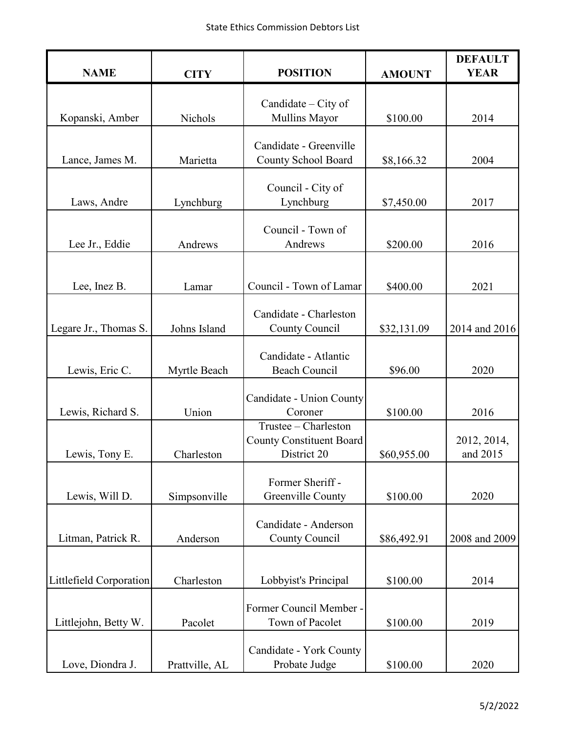| NAME | CITY | POSITION | AMOUNT | DEFAULT YEAR |
| --- | --- | --- | --- | --- |
| Kopanski, Amber | Nichols | Candidate – City of Mullins Mayor | $100.00 | 2014 |
| Lance, James M. | Marietta | Candidate - Greenville County School Board | $8,166.32 | 2004 |
| Laws, Andre | Lynchburg | Council - City of Lynchburg | $7,450.00 | 2017 |
| Lee Jr., Eddie | Andrews | Council - Town of Andrews | $200.00 | 2016 |
| Lee, Inez B. | Lamar | Council - Town of Lamar | $400.00 | 2021 |
| Legare Jr., Thomas S. | Johns Island | Candidate - Charleston County Council | $32,131.09 | 2014 and 2016 |
| Lewis, Eric C. | Myrtle Beach | Candidate - Atlantic Beach Council | $96.00 | 2020 |
| Lewis, Richard S. | Union | Candidate - Union County Coroner | $100.00 | 2016 |
| Lewis, Tony E. | Charleston | Trustee – Charleston County Constituent Board District 20 | $60,955.00 | 2012, 2014, and 2015 |
| Lewis, Will D. | Simpsonville | Former Sheriff - Greenville County | $100.00 | 2020 |
| Litman, Patrick R. | Anderson | Candidate - Anderson County Council | $86,492.91 | 2008 and 2009 |
| Littlefield Corporation | Charleston | Lobbyist's Principal | $100.00 | 2014 |
| Littlejohn, Betty W. | Pacolet | Former Council Member - Town of Pacolet | $100.00 | 2019 |
| Love, Diondra J. | Prattville, AL | Candidate - York County Probate Judge | $100.00 | 2020 |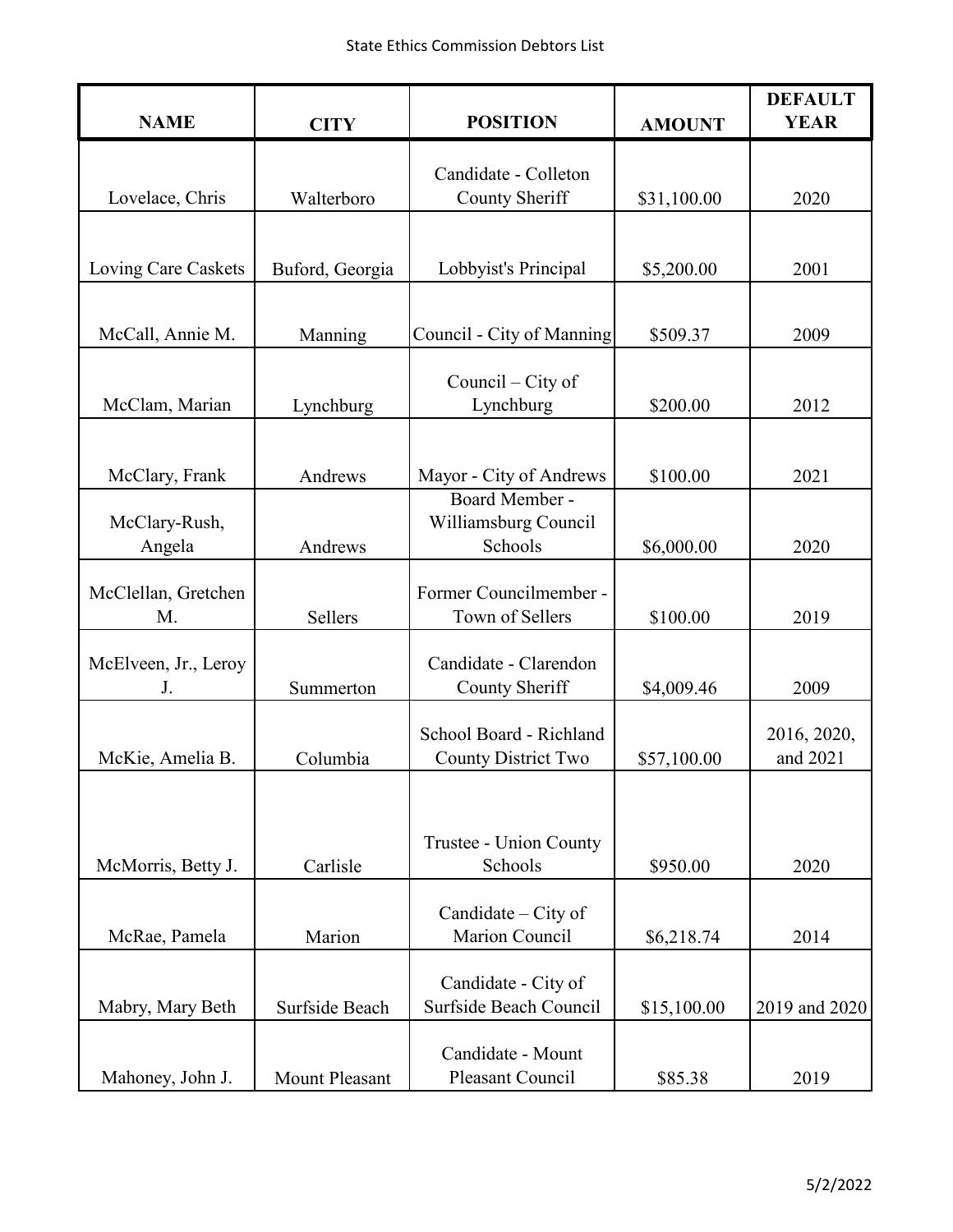| NAME | CITY | POSITION | AMOUNT | DEFAULT YEAR |
| --- | --- | --- | --- | --- |
| Lovelace, Chris | Walterboro | Candidate - Colleton County Sheriff | $31,100.00 | 2020 |
| Loving Care Caskets | Buford, Georgia | Lobbyist's Principal | $5,200.00 | 2001 |
| McCall, Annie M. | Manning | Council - City of Manning | $509.37 | 2009 |
| McClam, Marian | Lynchburg | Council – City of Lynchburg | $200.00 | 2012 |
| McClary, Frank | Andrews | Mayor - City of Andrews | $100.00 | 2021 |
| McClary-Rush, Angela | Andrews | Board Member - Williamsburg Council Schools | $6,000.00 | 2020 |
| McClellan, Gretchen M. | Sellers | Former Councilmember - Town of Sellers | $100.00 | 2019 |
| McElveen, Jr., Leroy J. | Summerton | Candidate - Clarendon County Sheriff | $4,009.46 | 2009 |
| McKie, Amelia B. | Columbia | School Board - Richland County District Two | $57,100.00 | 2016, 2020, and 2021 |
| McMorris, Betty J. | Carlisle | Trustee - Union County Schools | $950.00 | 2020 |
| McRae, Pamela | Marion | Candidate – City of Marion Council | $6,218.74 | 2014 |
| Mabry, Mary Beth | Surfside Beach | Candidate - City of Surfside Beach Council | $15,100.00 | 2019 and 2020 |
| Mahoney, John J. | Mount Pleasant | Candidate - Mount Pleasant Council | $85.38 | 2019 |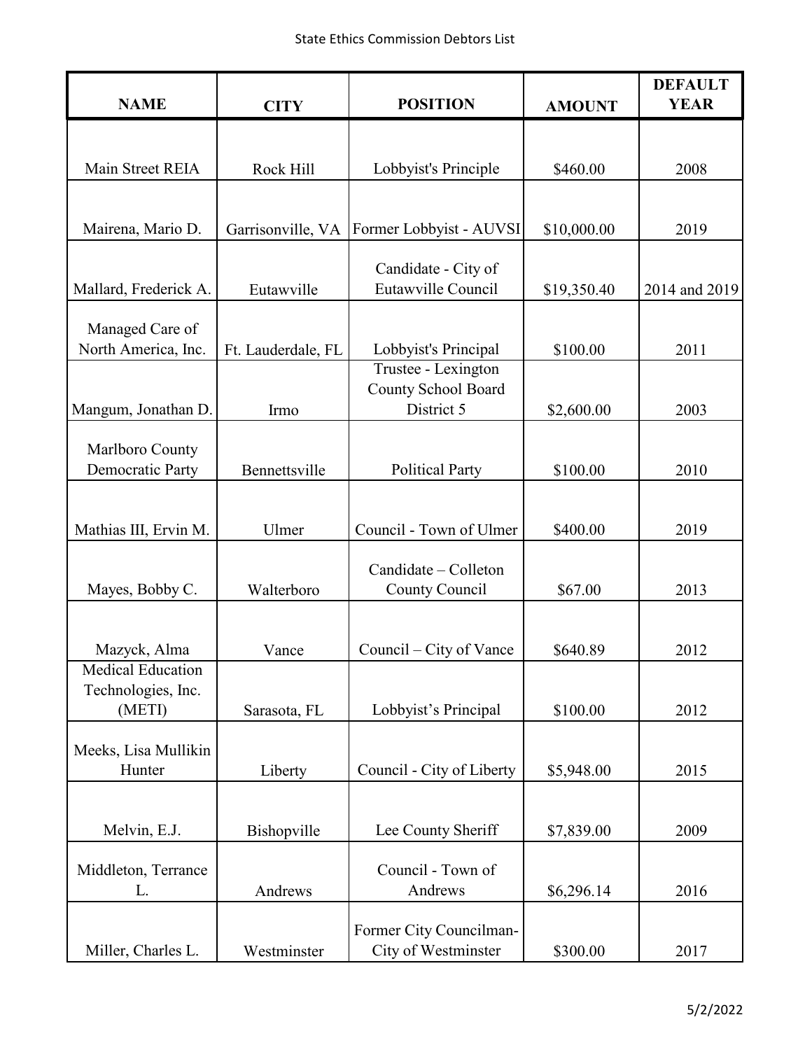| NAME | CITY | POSITION | AMOUNT | DEFAULT YEAR |
|---|---|---|---|---|
| Main Street REIA | Rock Hill | Lobbyist's Principle | $460.00 | 2008 |
| Mairena, Mario D. | Garrisonville, VA | Former Lobbyist - AUVSI | $10,000.00 | 2019 |
| Mallard, Frederick A. | Eutawville | Candidate - City of Eutawville Council | $19,350.40 | 2014 and 2019 |
| Managed Care of North America, Inc. | Ft. Lauderdale, FL | Lobbyist's Principal | $100.00 | 2011 |
| Mangum, Jonathan D. | Irmo | Trustee - Lexington County School Board District 5 | $2,600.00 | 2003 |
| Marlboro County Democratic Party | Bennettsville | Political Party | $100.00 | 2010 |
| Mathias III, Ervin M. | Ulmer | Council - Town of Ulmer | $400.00 | 2019 |
| Mayes, Bobby C. | Walterboro | Candidate – Colleton County Council | $67.00 | 2013 |
| Mazyck, Alma | Vance | Council – City of Vance | $640.89 | 2012 |
| Medical Education Technologies, Inc. (METI) | Sarasota, FL | Lobbyist's Principal | $100.00 | 2012 |
| Meeks, Lisa Mullikin Hunter | Liberty | Council - City of Liberty | $5,948.00 | 2015 |
| Melvin, E.J. | Bishopville | Lee County Sheriff | $7,839.00 | 2009 |
| Middleton, Terrance L. | Andrews | Council - Town of Andrews | $6,296.14 | 2016 |
| Miller, Charles L. | Westminster | Former City Councilman-City of Westminster | $300.00 | 2017 |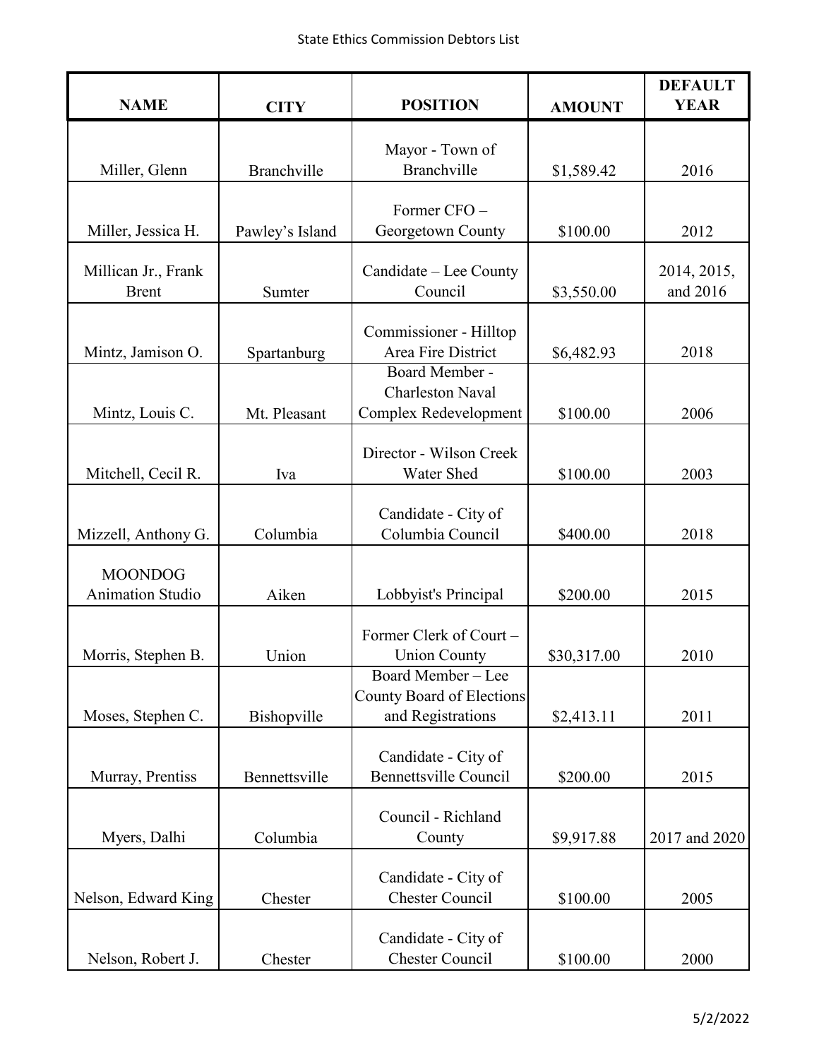| NAME | CITY | POSITION | AMOUNT | DEFAULT YEAR |
|---|---|---|---|---|
| Miller, Glenn | Branchville | Mayor - Town of Branchville | $1,589.42 | 2016 |
| Miller, Jessica H. | Pawley's Island | Former CFO – Georgetown County | $100.00 | 2012 |
| Millican Jr., Frank Brent | Sumter | Candidate – Lee County Council | $3,550.00 | 2014, 2015, and 2016 |
| Mintz, Jamison O. | Spartanburg | Commissioner - Hilltop Area Fire District | $6,482.93 | 2018 |
| Mintz, Louis C. | Mt. Pleasant | Board Member - Charleston Naval Complex Redevelopment | $100.00 | 2006 |
| Mitchell, Cecil R. | Iva | Director - Wilson Creek Water Shed | $100.00 | 2003 |
| Mizzell, Anthony G. | Columbia | Candidate - City of Columbia Council | $400.00 | 2018 |
| MOONDOG Animation Studio | Aiken | Lobbyist's Principal | $200.00 | 2015 |
| Morris, Stephen B. | Union | Former Clerk of Court – Union County | $30,317.00 | 2010 |
| Moses, Stephen C. | Bishopville | Board Member – Lee County Board of Elections and Registrations | $2,413.11 | 2011 |
| Murray, Prentiss | Bennettsville | Candidate - City of Bennettsville Council | $200.00 | 2015 |
| Myers, Dalhi | Columbia | Council - Richland County | $9,917.88 | 2017 and 2020 |
| Nelson, Edward King | Chester | Candidate - City of Chester Council | $100.00 | 2005 |
| Nelson, Robert J. | Chester | Candidate - City of Chester Council | $100.00 | 2000 |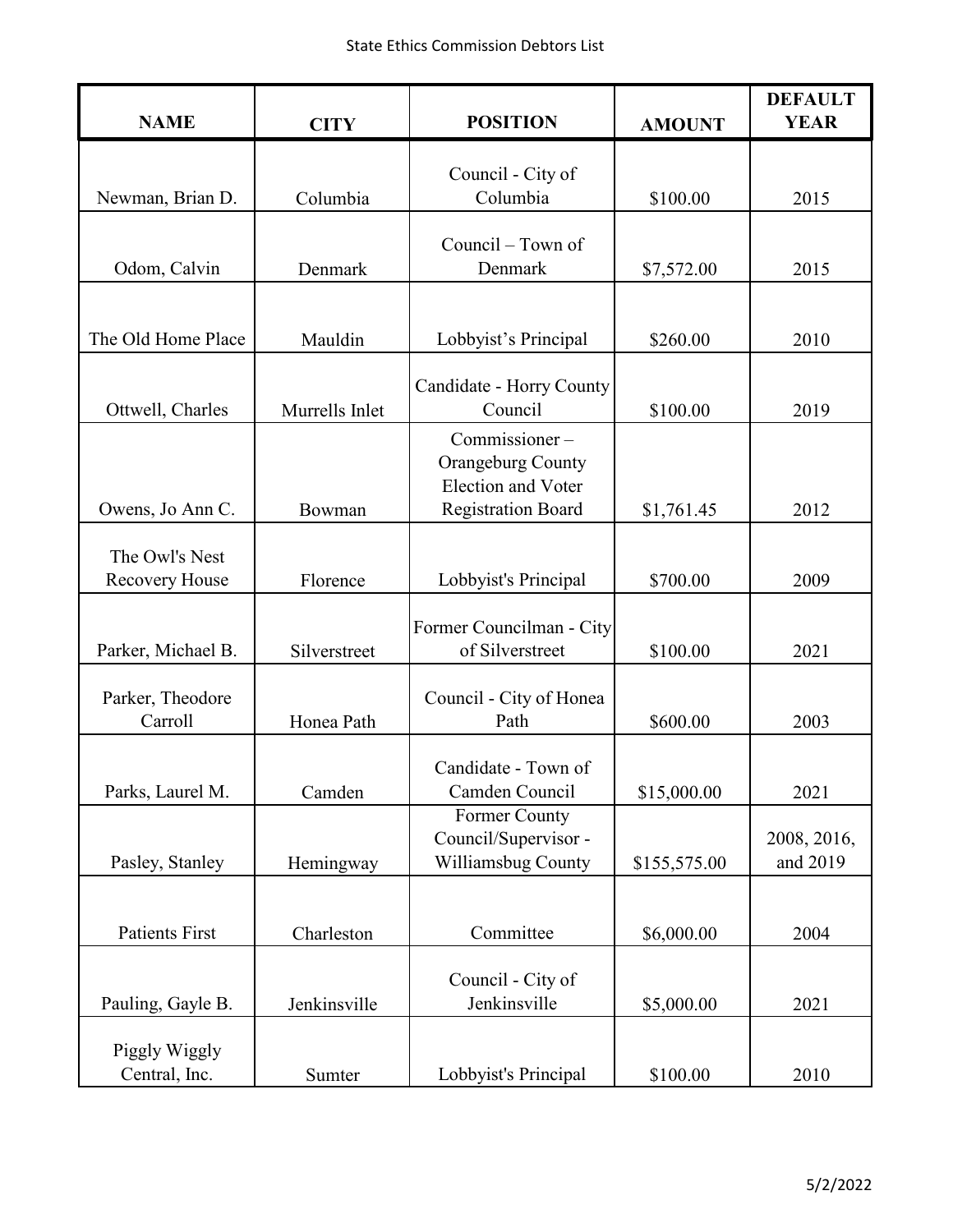| NAME | CITY | POSITION | AMOUNT | DEFAULT YEAR |
|---|---|---|---|---|
| Newman, Brian D. | Columbia | Council - City of Columbia | $100.00 | 2015 |
| Odom, Calvin | Denmark | Council – Town of Denmark | $7,572.00 | 2015 |
| The Old Home Place | Mauldin | Lobbyist's Principal | $260.00 | 2010 |
| Ottwell, Charles | Murrells Inlet | Candidate - Horry County Council | $100.00 | 2019 |
| Owens, Jo Ann C. | Bowman | Commissioner – Orangeburg County Election and Voter Registration Board | $1,761.45 | 2012 |
| The Owl's Nest Recovery House | Florence | Lobbyist's Principal | $700.00 | 2009 |
| Parker, Michael B. | Silverstreet | Former Councilman - City of Silverstreet | $100.00 | 2021 |
| Parker, Theodore Carroll | Honea Path | Council - City of Honea Path | $600.00 | 2003 |
| Parks, Laurel M. | Camden | Candidate - Town of Camden Council | $15,000.00 | 2021 |
| Pasley, Stanley | Hemingway | Former County Council/Supervisor - Williamsbug County | $155,575.00 | 2008, 2016, and 2019 |
| Patients First | Charleston | Committee | $6,000.00 | 2004 |
| Pauling, Gayle B. | Jenkinsville | Council - City of Jenkinsville | $5,000.00 | 2021 |
| Piggly Wiggly Central, Inc. | Sumter | Lobbyist's Principal | $100.00 | 2010 |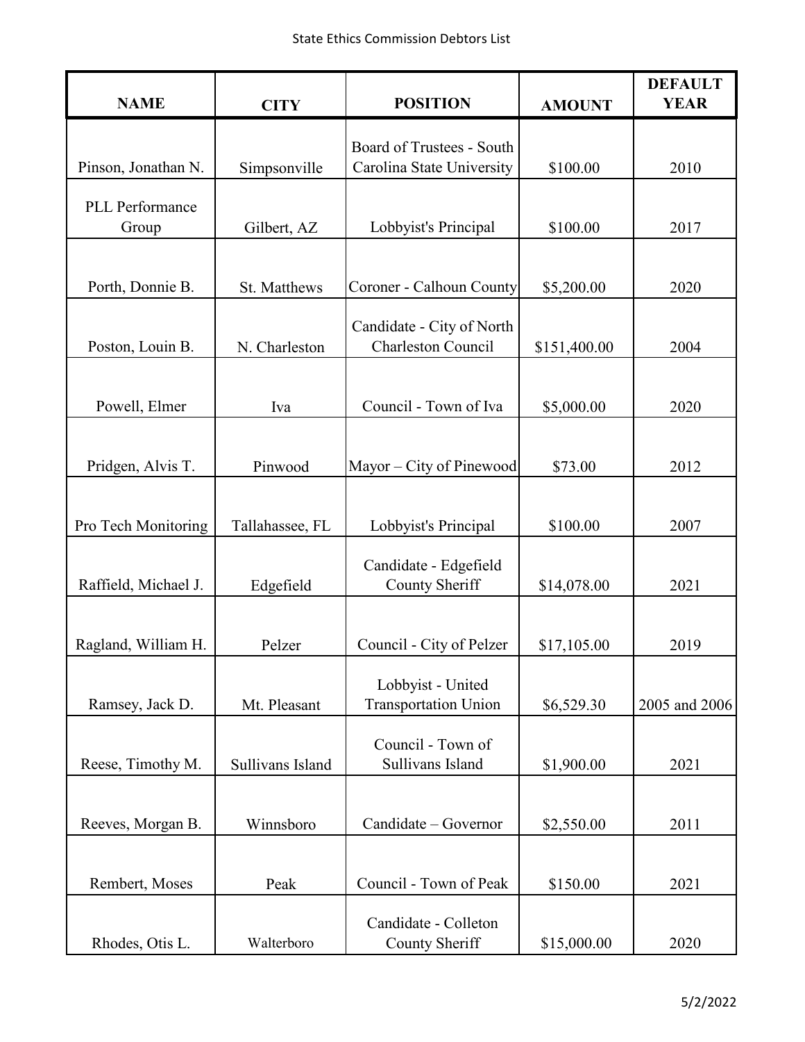| NAME | CITY | POSITION | AMOUNT | DEFAULT YEAR |
|---|---|---|---|---|
| Pinson, Jonathan N. | Simpsonville | Board of Trustees - South Carolina State University | $100.00 | 2010 |
| PLL Performance Group | Gilbert, AZ | Lobbyist's Principal | $100.00 | 2017 |
| Porth, Donnie B. | St. Matthews | Coroner - Calhoun County | $5,200.00 | 2020 |
| Poston, Louin B. | N. Charleston | Candidate - City of North Charleston Council | $151,400.00 | 2004 |
| Powell, Elmer | Iva | Council - Town of Iva | $5,000.00 | 2020 |
| Pridgen, Alvis T. | Pinwood | Mayor – City of Pinewood | $73.00 | 2012 |
| Pro Tech Monitoring | Tallahassee, FL | Lobbyist's Principal | $100.00 | 2007 |
| Raffield, Michael J. | Edgefield | Candidate - Edgefield County Sheriff | $14,078.00 | 2021 |
| Ragland, William H. | Pelzer | Council - City of Pelzer | $17,105.00 | 2019 |
| Ramsey, Jack D. | Mt. Pleasant | Lobbyist - United Transportation Union | $6,529.30 | 2005 and 2006 |
| Reese, Timothy M. | Sullivans Island | Council - Town of Sullivans Island | $1,900.00 | 2021 |
| Reeves, Morgan B. | Winnsboro | Candidate – Governor | $2,550.00 | 2011 |
| Rembert, Moses | Peak | Council - Town of Peak | $150.00 | 2021 |
| Rhodes, Otis L. | Walterboro | Candidate - Colleton County Sheriff | $15,000.00 | 2020 |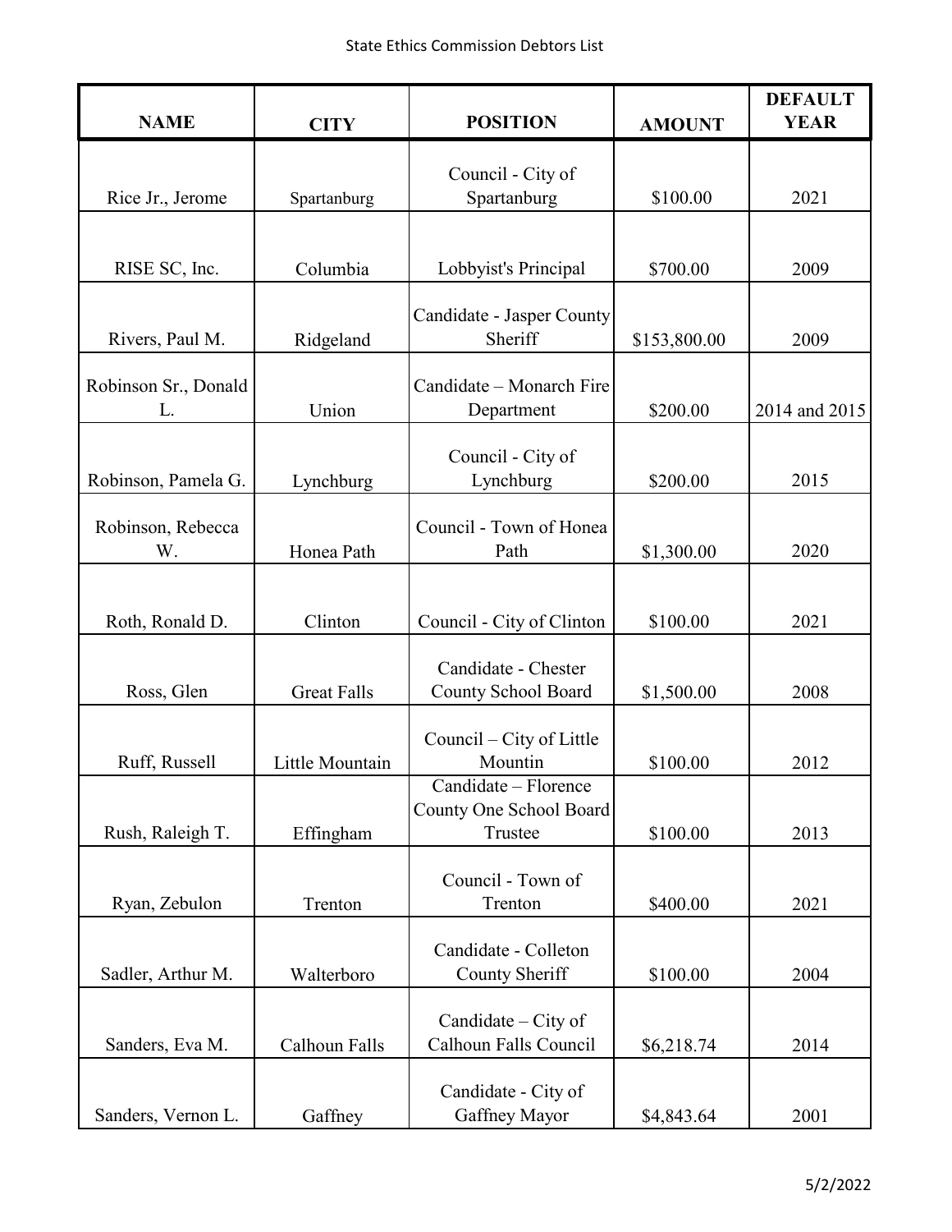| NAME | CITY | POSITION | AMOUNT | DEFAULT YEAR |
|---|---|---|---|---|
| Rice Jr., Jerome | Spartanburg | Council - City of Spartanburg | $100.00 | 2021 |
| RISE SC, Inc. | Columbia | Lobbyist's Principal | $700.00 | 2009 |
| Rivers, Paul M. | Ridgeland | Candidate - Jasper County Sheriff | $153,800.00 | 2009 |
| Robinson Sr., Donald L. | Union | Candidate – Monarch Fire Department | $200.00 | 2014 and 2015 |
| Robinson, Pamela G. | Lynchburg | Council - City of Lynchburg | $200.00 | 2015 |
| Robinson, Rebecca W. | Honea Path | Council - Town of Honea Path | $1,300.00 | 2020 |
| Roth, Ronald D. | Clinton | Council - City of Clinton | $100.00 | 2021 |
| Ross, Glen | Great Falls | Candidate - Chester County School Board | $1,500.00 | 2008 |
| Ruff, Russell | Little Mountain | Council – City of Little Mountin | $100.00 | 2012 |
| Rush, Raleigh T. | Effingham | Candidate – Florence County One School Board Trustee | $100.00 | 2013 |
| Ryan, Zebulon | Trenton | Council - Town of Trenton | $400.00 | 2021 |
| Sadler, Arthur M. | Walterboro | Candidate - Colleton County Sheriff | $100.00 | 2004 |
| Sanders, Eva M. | Calhoun Falls | Candidate – City of Calhoun Falls Council | $6,218.74 | 2014 |
| Sanders, Vernon L. | Gaffney | Candidate - City of Gaffney Mayor | $4,843.64 | 2001 |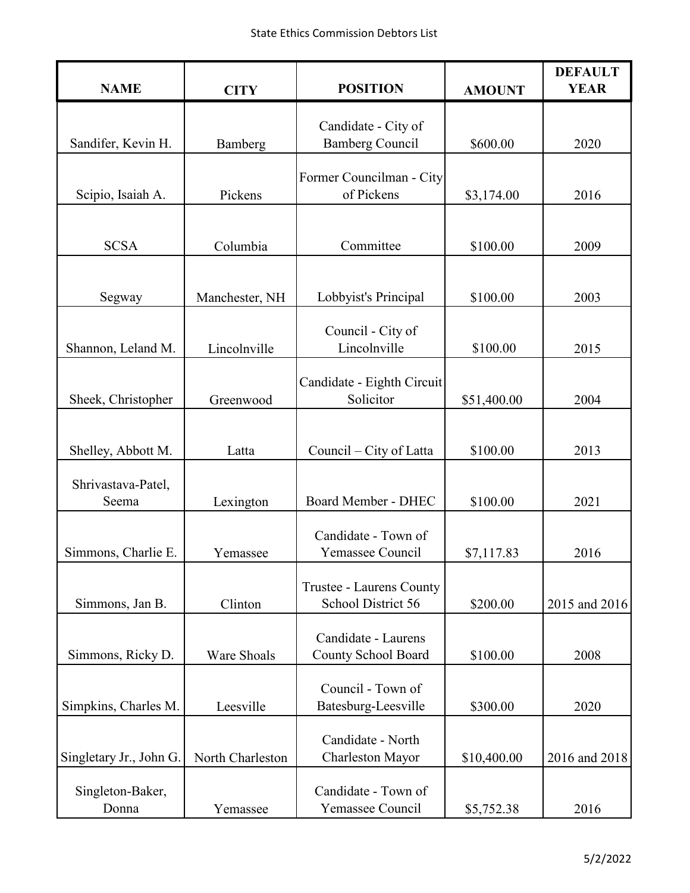| NAME | CITY | POSITION | AMOUNT | DEFAULT YEAR |
|---|---|---|---|---|
| Sandifer, Kevin H. | Bamberg | Candidate - City of Bamberg Council | $600.00 | 2020 |
| Scipio, Isaiah A. | Pickens | Former Councilman - City of Pickens | $3,174.00 | 2016 |
| SCSA | Columbia | Committee | $100.00 | 2009 |
| Segway | Manchester, NH | Lobbyist's Principal | $100.00 | 2003 |
| Shannon, Leland M. | Lincolnville | Council - City of Lincolnville | $100.00 | 2015 |
| Sheek, Christopher | Greenwood | Candidate - Eighth Circuit Solicitor | $51,400.00 | 2004 |
| Shelley, Abbott M. | Latta | Council – City of Latta | $100.00 | 2013 |
| Shrivastava-Patel, Seema | Lexington | Board Member - DHEC | $100.00 | 2021 |
| Simmons, Charlie E. | Yemassee | Candidate - Town of Yemassee Council | $7,117.83 | 2016 |
| Simmons, Jan B. | Clinton | Trustee - Laurens County School District 56 | $200.00 | 2015 and 2016 |
| Simmons, Ricky D. | Ware Shoals | Candidate - Laurens County School Board | $100.00 | 2008 |
| Simpkins, Charles M. | Leesville | Council - Town of Batesburg-Leesville | $300.00 | 2020 |
| Singletary Jr., John G. | North Charleston | Candidate - North Charleston Mayor | $10,400.00 | 2016 and 2018 |
| Singleton-Baker, Donna | Yemassee | Candidate - Town of Yemassee Council | $5,752.38 | 2016 |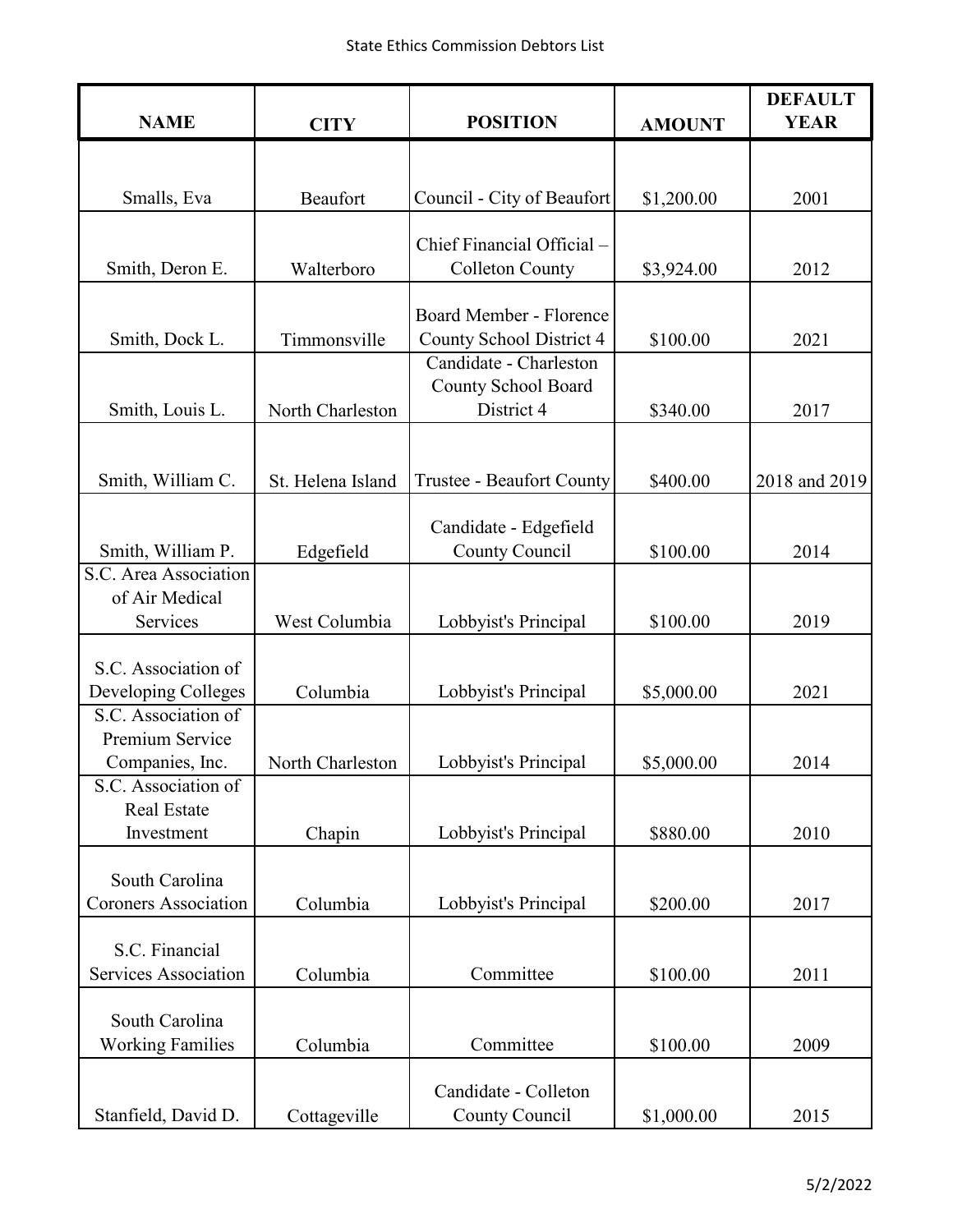| NAME | CITY | POSITION | AMOUNT | DEFAULT YEAR |
|---|---|---|---|---|
| Smalls, Eva | Beaufort | Council - City of Beaufort | $1,200.00 | 2001 |
| Smith, Deron E. | Walterboro | Chief Financial Official – Colleton County | $3,924.00 | 2012 |
| Smith, Dock L. | Timmonsville | Board Member - Florence County School District 4 | $100.00 | 2021 |
| Smith, Louis L. | North Charleston | Candidate - Charleston County School Board District 4 | $340.00 | 2017 |
| Smith, William C. | St. Helena Island | Trustee - Beaufort County | $400.00 | 2018 and 2019 |
| Smith, William P. | Edgefield | Candidate - Edgefield County Council | $100.00 | 2014 |
| S.C. Area Association of Air Medical Services | West Columbia | Lobbyist's Principal | $100.00 | 2019 |
| S.C. Association of Developing Colleges | Columbia | Lobbyist's Principal | $5,000.00 | 2021 |
| S.C. Association of Premium Service Companies, Inc. | North Charleston | Lobbyist's Principal | $5,000.00 | 2014 |
| S.C. Association of Real Estate Investment | Chapin | Lobbyist's Principal | $880.00 | 2010 |
| South Carolina Coroners Association | Columbia | Lobbyist's Principal | $200.00 | 2017 |
| S.C. Financial Services Association | Columbia | Committee | $100.00 | 2011 |
| South Carolina Working Families | Columbia | Committee | $100.00 | 2009 |
| Stanfield, David D. | Cottageville | Candidate - Colleton County Council | $1,000.00 | 2015 |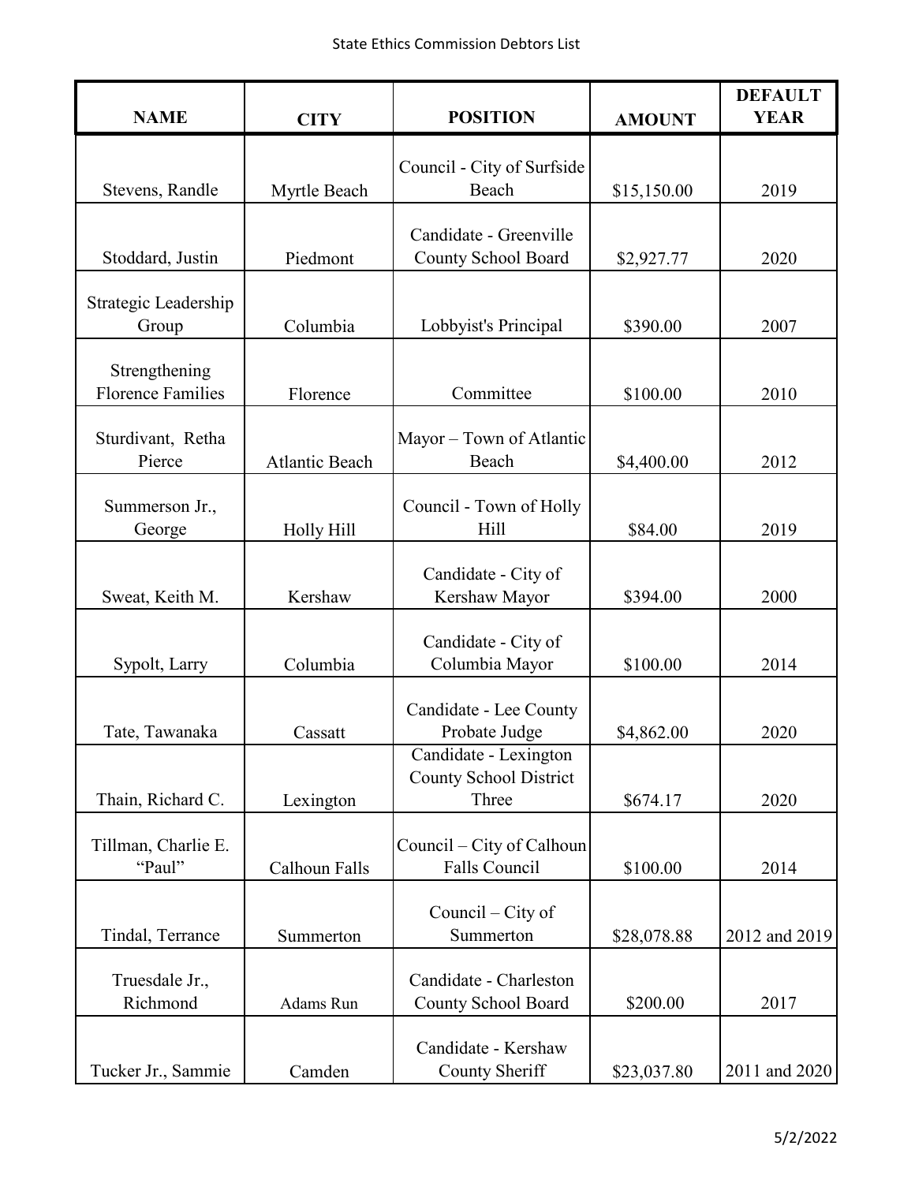| NAME | CITY | POSITION | AMOUNT | DEFAULT YEAR |
|---|---|---|---|---|
| Stevens, Randle | Myrtle Beach | Council - City of Surfside Beach | $15,150.00 | 2019 |
| Stoddard, Justin | Piedmont | Candidate - Greenville County School Board | $2,927.77 | 2020 |
| Strategic Leadership Group | Columbia | Lobbyist's Principal | $390.00 | 2007 |
| Strengthening Florence Families | Florence | Committee | $100.00 | 2010 |
| Sturdivant, Retha Pierce | Atlantic Beach | Mayor – Town of Atlantic Beach | $4,400.00 | 2012 |
| Summerson Jr., George | Holly Hill | Council - Town of Holly Hill | $84.00 | 2019 |
| Sweat, Keith M. | Kershaw | Candidate - City of Kershaw Mayor | $394.00 | 2000 |
| Sypolt, Larry | Columbia | Candidate - City of Columbia Mayor | $100.00 | 2014 |
| Tate, Tawanaka | Cassatt | Candidate - Lee County Probate Judge | $4,862.00 | 2020 |
| Thain, Richard C. | Lexington | Candidate - Lexington County School District Three | $674.17 | 2020 |
| Tillman, Charlie E. "Paul" | Calhoun Falls | Council – City of Calhoun Falls Council | $100.00 | 2014 |
| Tindal, Terrance | Summerton | Council – City of Summerton | $28,078.88 | 2012 and 2019 |
| Truesdale Jr., Richmond | Adams Run | Candidate - Charleston County School Board | $200.00 | 2017 |
| Tucker Jr., Sammie | Camden | Candidate - Kershaw County Sheriff | $23,037.80 | 2011 and 2020 |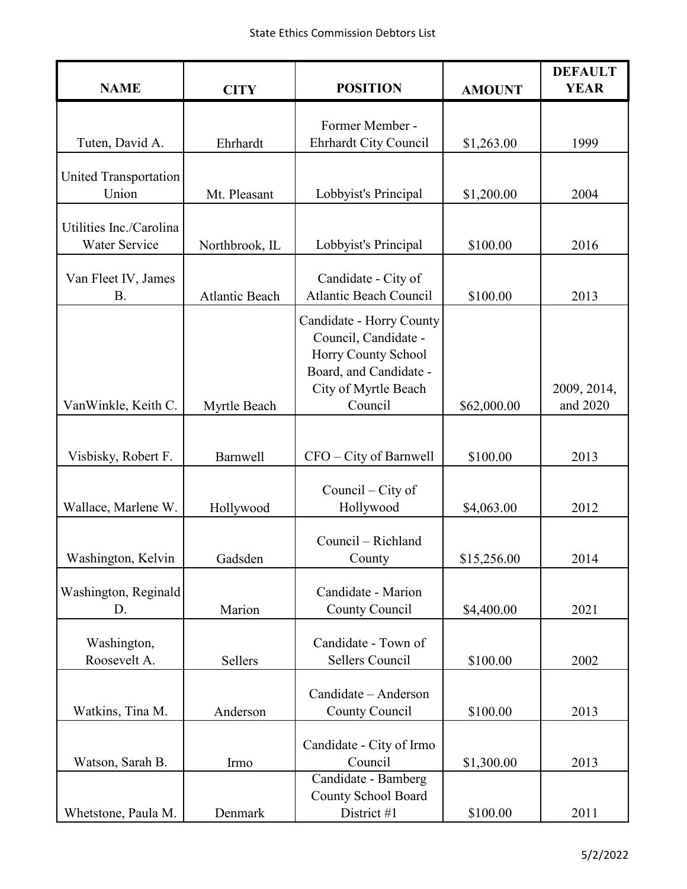| NAME | CITY | POSITION | AMOUNT | DEFAULT YEAR |
|---|---|---|---|---|
| Tuten, David A. | Ehrhardt | Former Member - Ehrhardt City Council | $1,263.00 | 1999 |
| United Transportation Union | Mt. Pleasant | Lobbyist's Principal | $1,200.00 | 2004 |
| Utilities Inc./Carolina Water Service | Northbrook, IL | Lobbyist's Principal | $100.00 | 2016 |
| Van Fleet IV, James B. | Atlantic Beach | Candidate - City of Atlantic Beach Council | $100.00 | 2013 |
| VanWinkle, Keith C. | Myrtle Beach | Candidate - Horry County Council, Candidate - Horry County School Board, and Candidate - City of Myrtle Beach Council | $62,000.00 | 2009, 2014, and 2020 |
| Visbisky, Robert F. | Barnwell | CFO – City of Barnwell | $100.00 | 2013 |
| Wallace, Marlene W. | Hollywood | Council – City of Hollywood | $4,063.00 | 2012 |
| Washington, Kelvin | Gadsden | Council – Richland County | $15,256.00 | 2014 |
| Washington, Reginald D. | Marion | Candidate - Marion County Council | $4,400.00 | 2021 |
| Washington, Roosevelt A. | Sellers | Candidate - Town of Sellers Council | $100.00 | 2002 |
| Watkins, Tina M. | Anderson | Candidate – Anderson County Council | $100.00 | 2013 |
| Watson, Sarah B. | Irmo | Candidate - City of Irmo Council | $1,300.00 | 2013 |
| Whetstone, Paula M. | Denmark | Candidate - Bamberg County School Board District #1 | $100.00 | 2011 |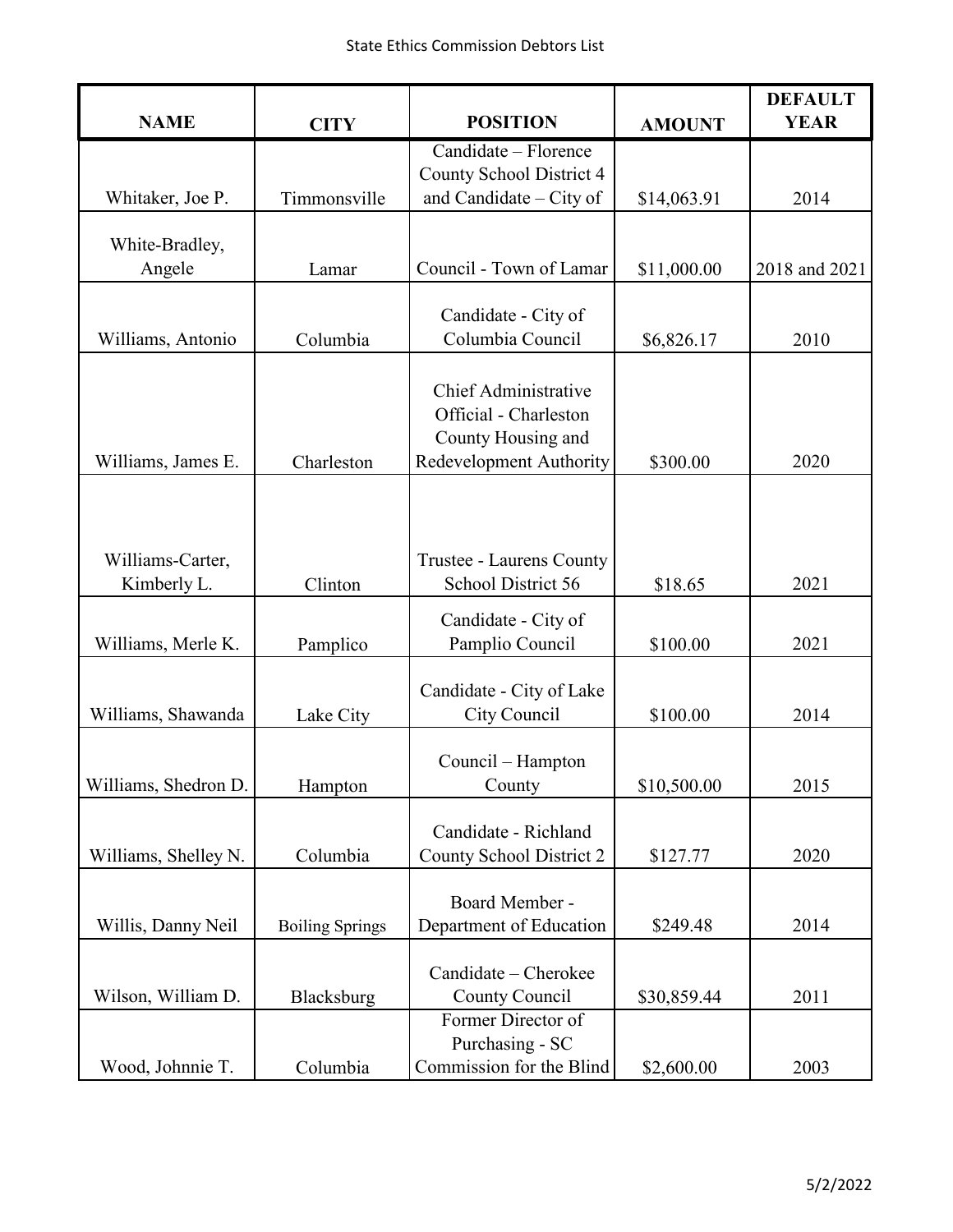| NAME | CITY | POSITION | AMOUNT | DEFAULT YEAR |
|---|---|---|---|---|
| Whitaker, Joe P. | Timmonsville | Candidate – Florence County School District 4 and Candidate – City of | $14,063.91 | 2014 |
| White-Bradley, Angele | Lamar | Council - Town of Lamar | $11,000.00 | 2018 and 2021 |
| Williams, Antonio | Columbia | Candidate - City of Columbia Council | $6,826.17 | 2010 |
| Williams, James E. | Charleston | Chief Administrative Official - Charleston County Housing and Redevelopment Authority | $300.00 | 2020 |
| Williams-Carter, Kimberly L. | Clinton | Trustee - Laurens County School District 56 | $18.65 | 2021 |
| Williams, Merle K. | Pamplico | Candidate - City of Pamplio Council | $100.00 | 2021 |
| Williams, Shawanda | Lake City | Candidate - City of Lake City Council | $100.00 | 2014 |
| Williams, Shedron D. | Hampton | Council – Hampton County | $10,500.00 | 2015 |
| Williams, Shelley N. | Columbia | Candidate - Richland County School District 2 | $127.77 | 2020 |
| Willis, Danny Neil | Boiling Springs | Board Member - Department of Education | $249.48 | 2014 |
| Wilson, William D. | Blacksburg | Candidate – Cherokee County Council | $30,859.44 | 2011 |
| Wood, Johnnie T. | Columbia | Former Director of Purchasing - SC Commission for the Blind | $2,600.00 | 2003 |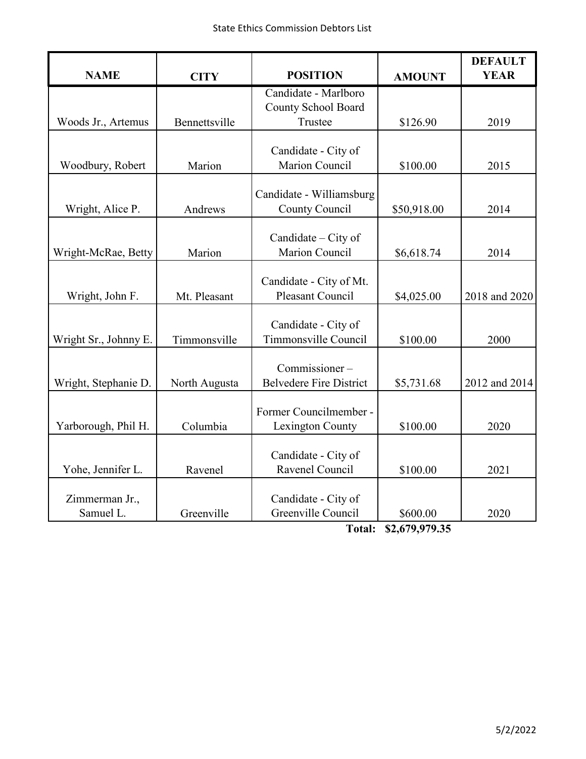| NAME | CITY | POSITION | AMOUNT | DEFAULT YEAR |
|---|---|---|---|---|
| Woods Jr., Artemus | Bennettsville | Candidate - Marlboro County School Board Trustee | $126.90 | 2019 |
| Woodbury, Robert | Marion | Candidate - City of Marion Council | $100.00 | 2015 |
| Wright, Alice P. | Andrews | Candidate - Williamsburg County Council | $50,918.00 | 2014 |
| Wright-McRae, Betty | Marion | Candidate – City of Marion Council | $6,618.74 | 2014 |
| Wright, John F. | Mt. Pleasant | Candidate - City of Mt. Pleasant Council | $4,025.00 | 2018 and 2020 |
| Wright Sr., Johnny E. | Timmonsville | Candidate - City of Timmonsville Council | $100.00 | 2000 |
| Wright, Stephanie D. | North Augusta | Commissioner – Belvedere Fire District | $5,731.68 | 2012 and 2014 |
| Yarborough, Phil H. | Columbia | Former Councilmember - Lexington County | $100.00 | 2020 |
| Yohe, Jennifer L. | Ravenel | Candidate - City of Ravenel Council | $100.00 | 2021 |
| Zimmerman Jr., Samuel L. | Greenville | Candidate - City of Greenville Council | $600.00 | 2020 |
| | | **Total:** | **$2,679,979.35** | |